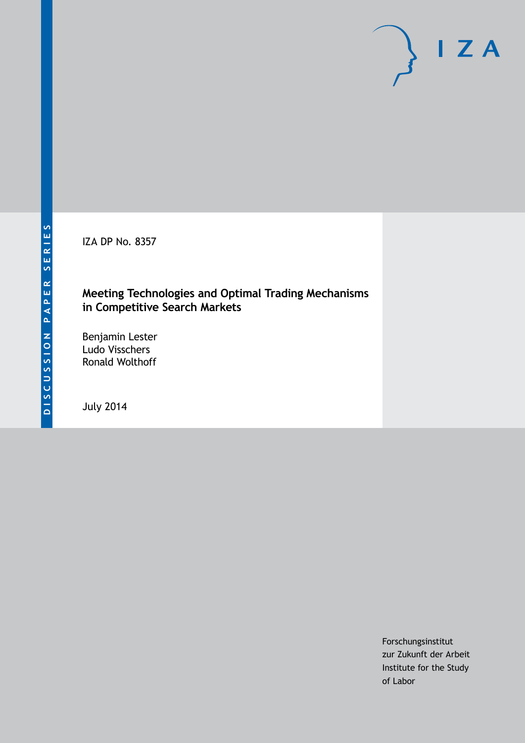DISCUSSION PAPER SERIES

IZA

IZA DP No. 8357

# Meeting Technologies and Optimal Trading Mechanisms in Competitive Search Markets

Benjamin Lester
Ludo Visschers
Ronald Wolthoff

July 2014

Forschungsinstitut
zur Zukunft der Arbeit
Institute for the Study
of Labor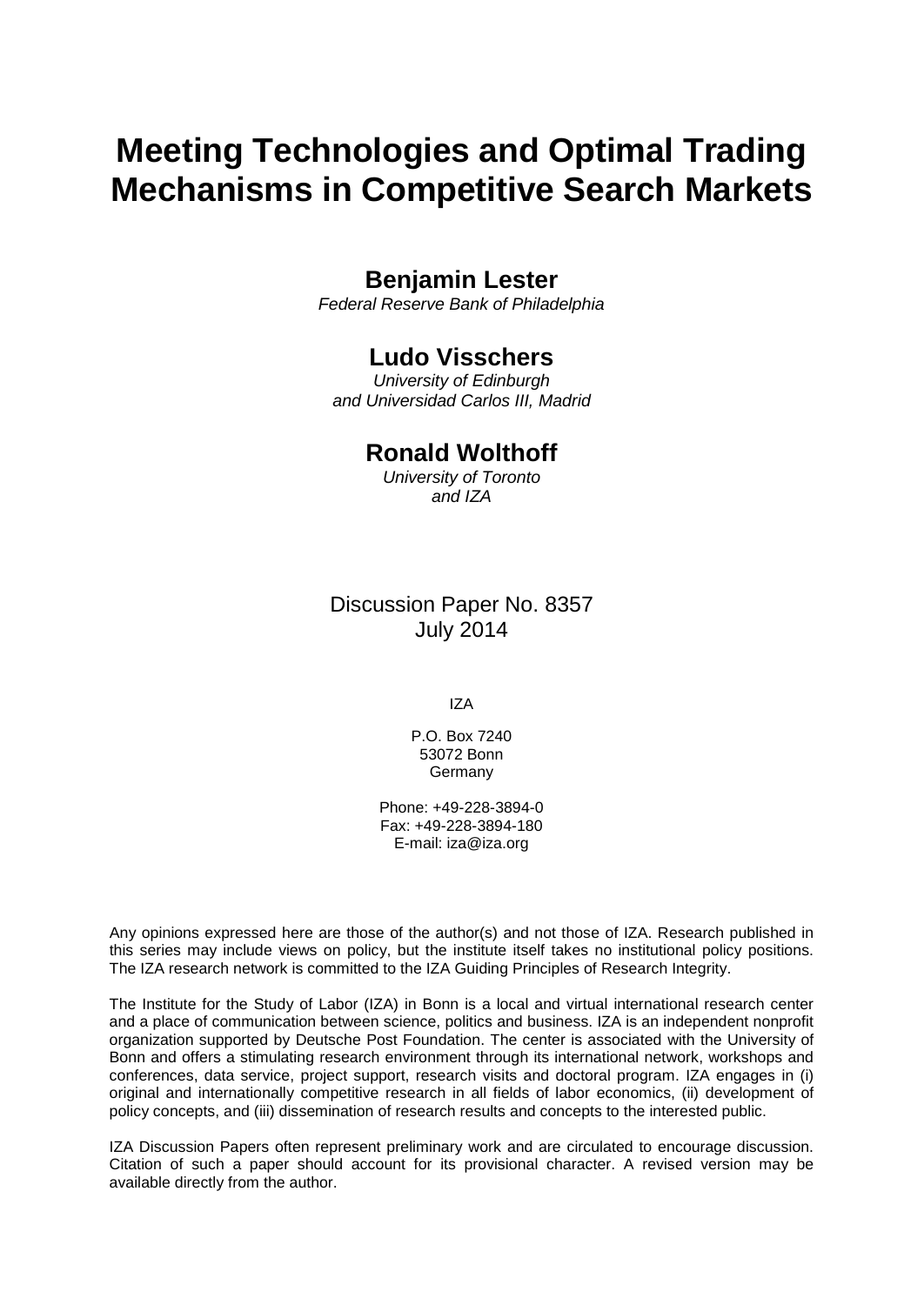# Meeting Technologies and Optimal Trading Mechanisms in Competitive Search Markets

## Benjamin Lester

*Federal Reserve Bank of Philadelphia*

## Ludo Visschers

*University of Edinburgh and Universidad Carlos III, Madrid*

## Ronald Wolthoff

*University of Toronto and IZA*

Discussion Paper No. 8357
July 2014

IZA

P.O. Box 7240
53072 Bonn
Germany

Phone: +49-228-3894-0
Fax: +49-228-3894-180
E-mail: iza@iza.org

Any opinions expressed here are those of the author(s) and not those of IZA. Research published in this series may include views on policy, but the institute itself takes no institutional policy positions. The IZA research network is committed to the IZA Guiding Principles of Research Integrity.

The Institute for the Study of Labor (IZA) in Bonn is a local and virtual international research center and a place of communication between science, politics and business. IZA is an independent nonprofit organization supported by Deutsche Post Foundation. The center is associated with the University of Bonn and offers a stimulating research environment through its international network, workshops and conferences, data service, project support, research visits and doctoral program. IZA engages in (i) original and internationally competitive research in all fields of labor economics, (ii) development of policy concepts, and (iii) dissemination of research results and concepts to the interested public.

IZA Discussion Papers often represent preliminary work and are circulated to encourage discussion. Citation of such a paper should account for its provisional character. A revised version may be available directly from the author.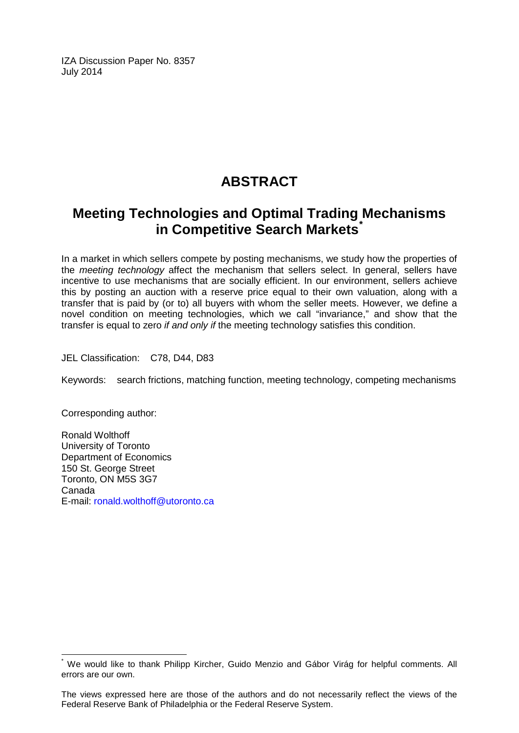IZA Discussion Paper No. 8357
July 2014

# ABSTRACT

## Meeting Technologies and Optimal Trading Mechanisms in Competitive Search Markets[*]

In a market in which sellers compete by posting mechanisms, we study how the properties of the *meeting technology* affect the mechanism that sellers select. In general, sellers have incentive to use mechanisms that are socially efficient. In our environment, sellers achieve this by posting an auction with a reserve price equal to their own valuation, along with a transfer that is paid by (or to) all buyers with whom the seller meets. However, we define a novel condition on meeting technologies, which we call "invariance," and show that the transfer is equal to zero *if and only if* the meeting technology satisfies this condition.

JEL Classification: C78, D44, D83

Keywords: search frictions, matching function, meeting technology, competing mechanisms

Corresponding author:

Ronald Wolthoff
University of Toronto
Department of Economics
150 St. George Street
Toronto, ON M5S 3G7
Canada
E-mail: ronald.wolthoff@utoronto.ca

---

[*] We would like to thank Philipp Kircher, Guido Menzio and Gábor Virág for helpful comments. All errors are our own.

The views expressed here are those of the authors and do not necessarily reflect the views of the Federal Reserve Bank of Philadelphia or the Federal Reserve System.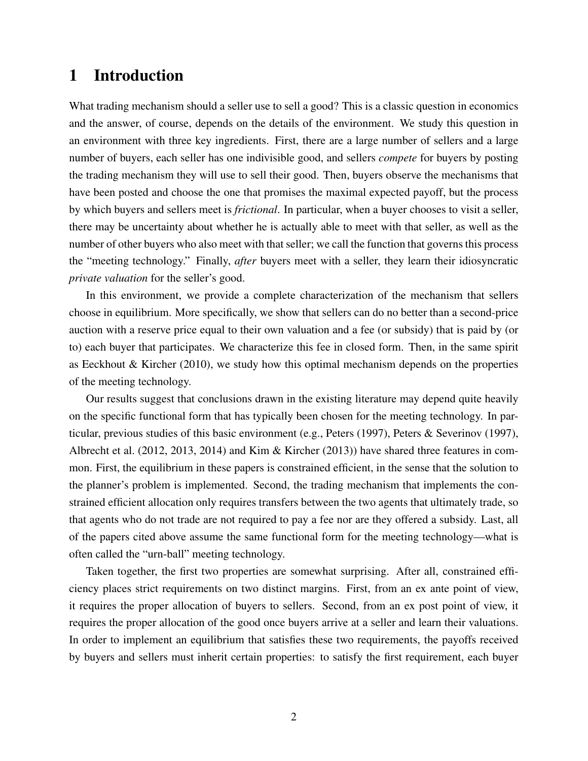# 1 Introduction

What trading mechanism should a seller use to sell a good? This is a classic question in economics and the answer, of course, depends on the details of the environment. We study this question in an environment with three key ingredients. First, there are a large number of sellers and a large number of buyers, each seller has one indivisible good, and sellers *compete* for buyers by posting the trading mechanism they will use to sell their good. Then, buyers observe the mechanisms that have been posted and choose the one that promises the maximal expected payoff, but the process by which buyers and sellers meet is *frictional*. In particular, when a buyer chooses to visit a seller, there may be uncertainty about whether he is actually able to meet with that seller, as well as the number of other buyers who also meet with that seller; we call the function that governs this process the "meeting technology." Finally, *after* buyers meet with a seller, they learn their idiosyncratic *private valuation* for the seller's good.

In this environment, we provide a complete characterization of the mechanism that sellers choose in equilibrium. More specifically, we show that sellers can do no better than a second-price auction with a reserve price equal to their own valuation and a fee (or subsidy) that is paid by (or to) each buyer that participates. We characterize this fee in closed form. Then, in the same spirit as Eeckhout & Kircher (2010), we study how this optimal mechanism depends on the properties of the meeting technology.

Our results suggest that conclusions drawn in the existing literature may depend quite heavily on the specific functional form that has typically been chosen for the meeting technology. In particular, previous studies of this basic environment (e.g., Peters (1997), Peters & Severinov (1997), Albrecht et al. (2012, 2013, 2014) and Kim & Kircher (2013)) have shared three features in common. First, the equilibrium in these papers is constrained efficient, in the sense that the solution to the planner's problem is implemented. Second, the trading mechanism that implements the constrained efficient allocation only requires transfers between the two agents that ultimately trade, so that agents who do not trade are not required to pay a fee nor are they offered a subsidy. Last, all of the papers cited above assume the same functional form for the meeting technology—what is often called the "urn-ball" meeting technology.

Taken together, the first two properties are somewhat surprising. After all, constrained efficiency places strict requirements on two distinct margins. First, from an ex ante point of view, it requires the proper allocation of buyers to sellers. Second, from an ex post point of view, it requires the proper allocation of the good once buyers arrive at a seller and learn their valuations. In order to implement an equilibrium that satisfies these two requirements, the payoffs received by buyers and sellers must inherit certain properties: to satisfy the first requirement, each buyer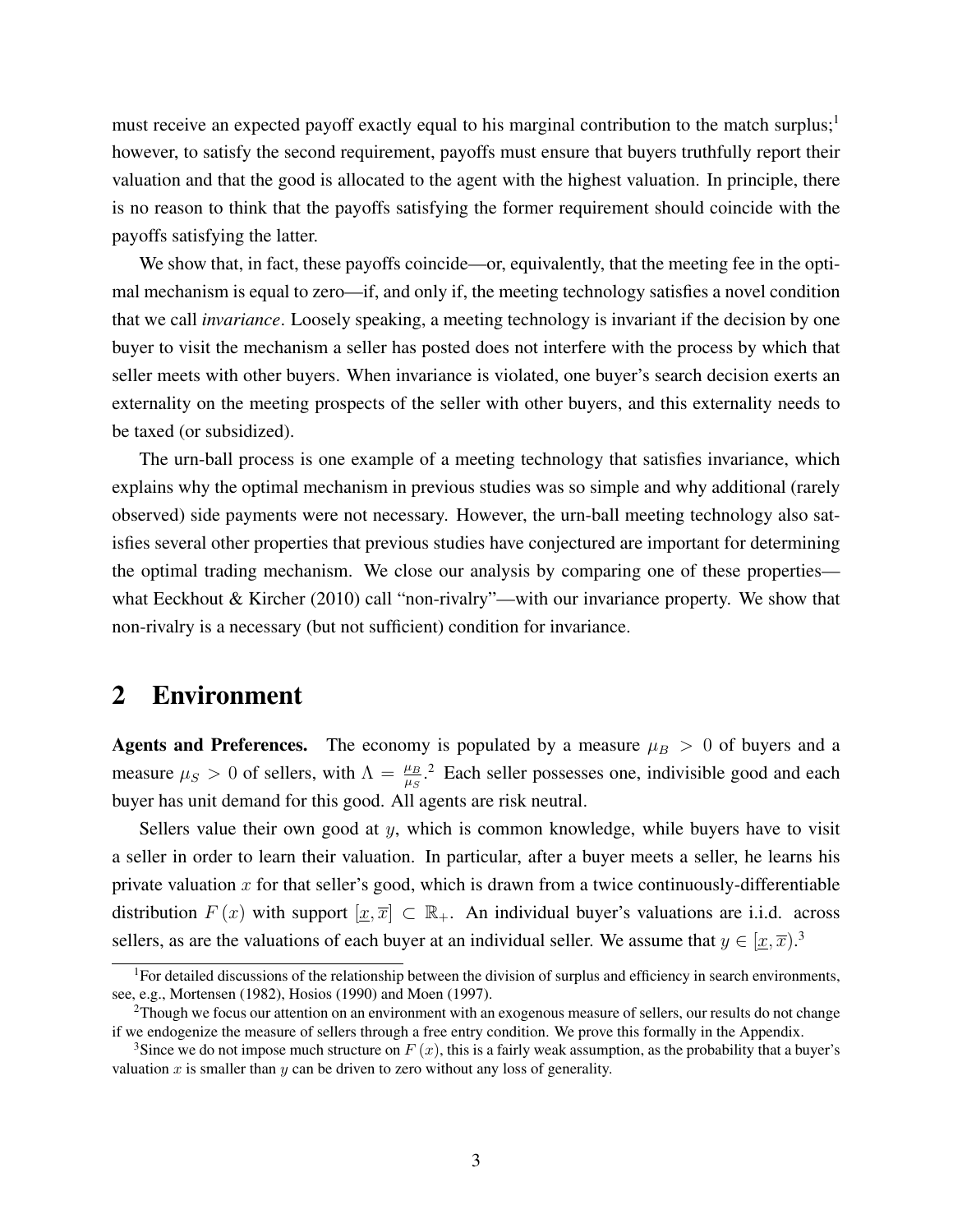must receive an expected payoff exactly equal to his marginal contribution to the match surplus;[1] however, to satisfy the second requirement, payoffs must ensure that buyers truthfully report their valuation and that the good is allocated to the agent with the highest valuation. In principle, there is no reason to think that the payoffs satisfying the former requirement should coincide with the payoffs satisfying the latter.

We show that, in fact, these payoffs coincide—or, equivalently, that the meeting fee in the optimal mechanism is equal to zero—if, and only if, the meeting technology satisfies a novel condition that we call *invariance*. Loosely speaking, a meeting technology is invariant if the decision by one buyer to visit the mechanism a seller has posted does not interfere with the process by which that seller meets with other buyers. When invariance is violated, one buyer's search decision exerts an externality on the meeting prospects of the seller with other buyers, and this externality needs to be taxed (or subsidized).

The urn-ball process is one example of a meeting technology that satisfies invariance, which explains why the optimal mechanism in previous studies was so simple and why additional (rarely observed) side payments were not necessary. However, the urn-ball meeting technology also satisfies several other properties that previous studies have conjectured are important for determining the optimal trading mechanism. We close our analysis by comparing one of these properties—what Eeckhout & Kircher (2010) call "non-rivalry"—with our invariance property. We show that non-rivalry is a necessary (but not sufficient) condition for invariance.

## 2 Environment

**Agents and Preferences.** The economy is populated by a measure $\mu_B > 0$ of buyers and a measure $\mu_S > 0$ of sellers, with $\Lambda = \frac{\mu_B}{\mu_S}$.[2] Each seller possesses one, indivisible good and each buyer has unit demand for this good. All agents are risk neutral.

Sellers value their own good at $y$, which is common knowledge, while buyers have to visit a seller in order to learn their valuation. In particular, after a buyer meets a seller, he learns his private valuation $x$ for that seller's good, which is drawn from a twice continuously-differentiable distribution $F(x)$ with support $[\underline{x}, \overline{x}] \subset \mathbb{R}_+$. An individual buyer's valuations are i.i.d. across sellers, as are the valuations of each buyer at an individual seller. We assume that $y \in [\underline{x}, \overline{x})$.[3]

[1] For detailed discussions of the relationship between the division of surplus and efficiency in search environments, see, e.g., Mortensen (1982), Hosios (1990) and Moen (1997).

[2] Though we focus our attention on an environment with an exogenous measure of sellers, our results do not change if we endogenize the measure of sellers through a free entry condition. We prove this formally in the Appendix.

[3] Since we do not impose much structure on $F(x)$, this is a fairly weak assumption, as the probability that a buyer's valuation $x$ is smaller than $y$ can be driven to zero without any loss of generality.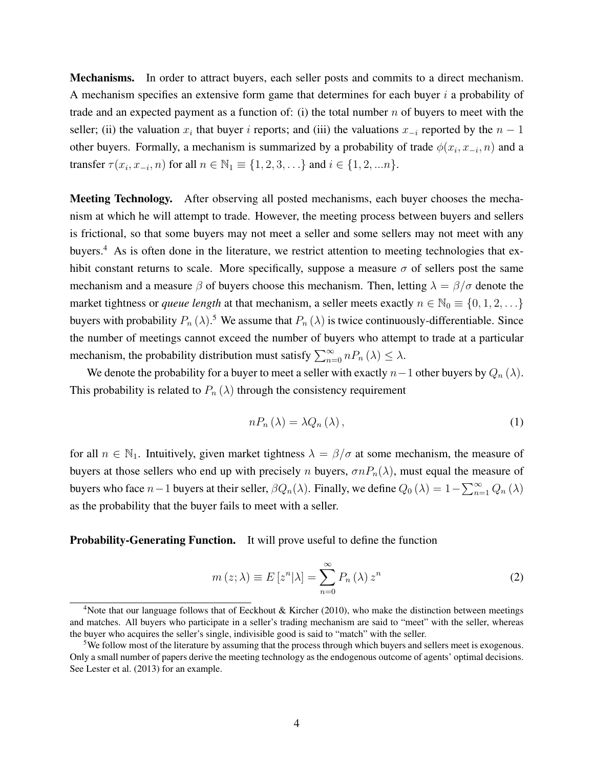**Mechanisms.** In order to attract buyers, each seller posts and commits to a direct mechanism. A mechanism specifies an extensive form game that determines for each buyer $i$ a probability of trade and an expected payment as a function of: (i) the total number $n$ of buyers to meet with the seller; (ii) the valuation $x_i$ that buyer $i$ reports; and (iii) the valuations $x_{-i}$ reported by the $n-1$ other buyers. Formally, a mechanism is summarized by a probability of trade $\phi(x_i, x_{-i}, n)$ and a transfer $\tau(x_i, x_{-i}, n)$ for all $n \in \mathbb{N}_1 \equiv \{1, 2, 3, \ldots\}$ and $i \in \{1, 2, ...n\}$.

**Meeting Technology.** After observing all posted mechanisms, each buyer chooses the mechanism at which he will attempt to trade. However, the meeting process between buyers and sellers is frictional, so that some buyers may not meet a seller and some sellers may not meet with any buyers.[4] As is often done in the literature, we restrict attention to meeting technologies that exhibit constant returns to scale. More specifically, suppose a measure $\sigma$ of sellers post the same mechanism and a measure $\beta$ of buyers choose this mechanism. Then, letting $\lambda = \beta/\sigma$ denote the market tightness or *queue length* at that mechanism, a seller meets exactly $n \in \mathbb{N}_0 \equiv \{0, 1, 2, \ldots\}$ buyers with probability $P_n(\lambda)$.[5] We assume that $P_n(\lambda)$ is twice continuously-differentiable. Since the number of meetings cannot exceed the number of buyers who attempt to trade at a particular mechanism, the probability distribution must satisfy $\sum_{n=0}^{\infty} nP_n(\lambda) \leq \lambda$.

We denote the probability for a buyer to meet a seller with exactly $n-1$ other buyers by $Q_n(\lambda)$. This probability is related to $P_n(\lambda)$ through the consistency requirement

$$nP_n(\lambda) = \lambda Q_n(\lambda), \tag{1}$$

for all $n \in \mathbb{N}_1$. Intuitively, given market tightness $\lambda = \beta/\sigma$ at some mechanism, the measure of buyers at those sellers who end up with precisely $n$ buyers, $\sigma n P_n(\lambda)$, must equal the measure of buyers who face $n-1$ buyers at their seller, $\beta Q_n(\lambda)$. Finally, we define $Q_0(\lambda) = 1 - \sum_{n=1}^{\infty} Q_n(\lambda)$ as the probability that the buyer fails to meet with a seller.

**Probability-Generating Function.** It will prove useful to define the function

$$m(z; \lambda) \equiv E[z^n | \lambda] = \sum_{n=0}^{\infty} P_n(\lambda) z^n \tag{2}$$

---

[4] Note that our language follows that of Eeckhout & Kircher (2010), who make the distinction between meetings and matches. All buyers who participate in a seller's trading mechanism are said to "meet" with the seller, whereas the buyer who acquires the seller's single, indivisible good is said to "match" with the seller.

[5] We follow most of the literature by assuming that the process through which buyers and sellers meet is exogenous. Only a small number of papers derive the meeting technology as the endogenous outcome of agents' optimal decisions. See Lester et al. (2013) for an example.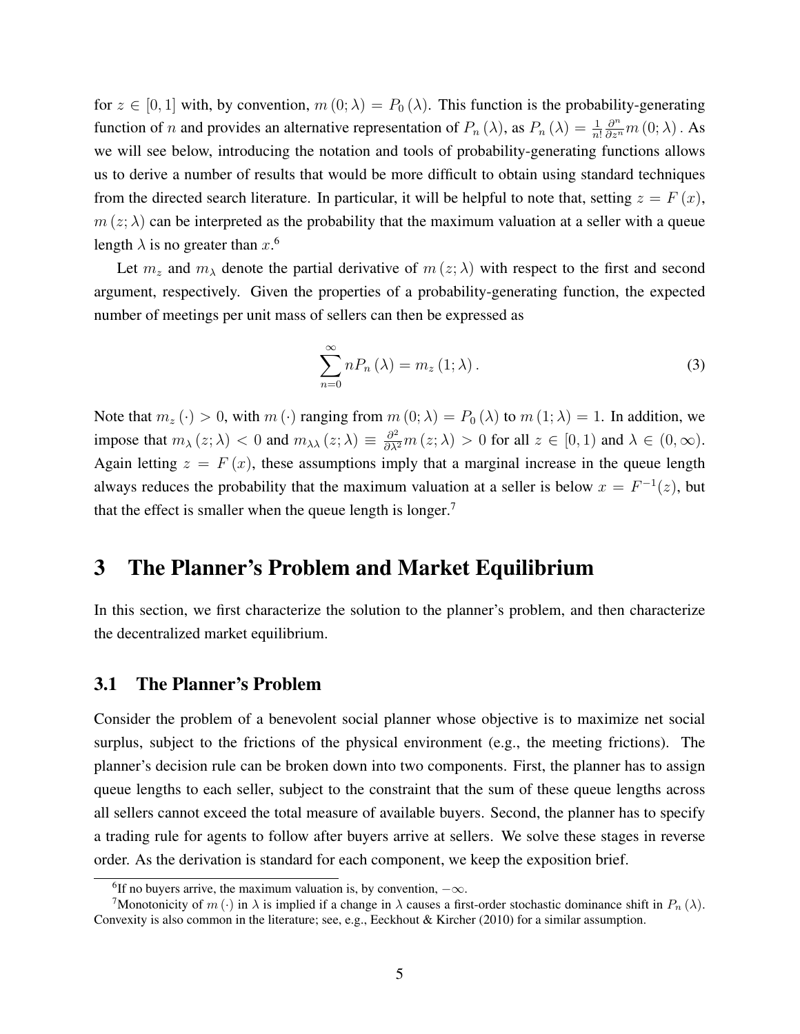for $z \in [0,1]$ with, by convention, $m(0;\lambda) = P_0(\lambda)$. This function is the probability-generating function of $n$ and provides an alternative representation of $P_n(\lambda)$, as $P_n(\lambda) = \frac{1}{n!}\frac{\partial^n}{\partial z^n} m(0;\lambda)$. As we will see below, introducing the notation and tools of probability-generating functions allows us to derive a number of results that would be more difficult to obtain using standard techniques from the directed search literature. In particular, it will be helpful to note that, setting $z = F(x)$, $m(z;\lambda)$ can be interpreted as the probability that the maximum valuation at a seller with a queue length $\lambda$ is no greater than $x$.[6]

Let $m_z$ and $m_\lambda$ denote the partial derivative of $m(z;\lambda)$ with respect to the first and second argument, respectively. Given the properties of a probability-generating function, the expected number of meetings per unit mass of sellers can then be expressed as

$$\sum_{n=0}^{\infty} n P_n(\lambda) = m_z(1;\lambda). \tag{3}$$

Note that $m_z(\cdot) > 0$, with $m(\cdot)$ ranging from $m(0;\lambda) = P_0(\lambda)$ to $m(1;\lambda) = 1$. In addition, we impose that $m_\lambda(z;\lambda) < 0$ and $m_{\lambda\lambda}(z;\lambda) \equiv \frac{\partial^2}{\partial \lambda^2} m(z;\lambda) > 0$ for all $z \in [0,1)$ and $\lambda \in (0,\infty)$. Again letting $z = F(x)$, these assumptions imply that a marginal increase in the queue length always reduces the probability that the maximum valuation at a seller is below $x = F^{-1}(z)$, but that the effect is smaller when the queue length is longer.[7]

# 3 The Planner's Problem and Market Equilibrium

In this section, we first characterize the solution to the planner's problem, and then characterize the decentralized market equilibrium.

## 3.1 The Planner's Problem

Consider the problem of a benevolent social planner whose objective is to maximize net social surplus, subject to the frictions of the physical environment (e.g., the meeting frictions). The planner's decision rule can be broken down into two components. First, the planner has to assign queue lengths to each seller, subject to the constraint that the sum of these queue lengths across all sellers cannot exceed the total measure of available buyers. Second, the planner has to specify a trading rule for agents to follow after buyers arrive at sellers. We solve these stages in reverse order. As the derivation is standard for each component, we keep the exposition brief.

[6] If no buyers arrive, the maximum valuation is, by convention, $-\infty$.

[7] Monotonicity of $m(\cdot)$ in $\lambda$ is implied if a change in $\lambda$ causes a first-order stochastic dominance shift in $P_n(\lambda)$. Convexity is also common in the literature; see, e.g., Eeckhout & Kircher (2010) for a similar assumption.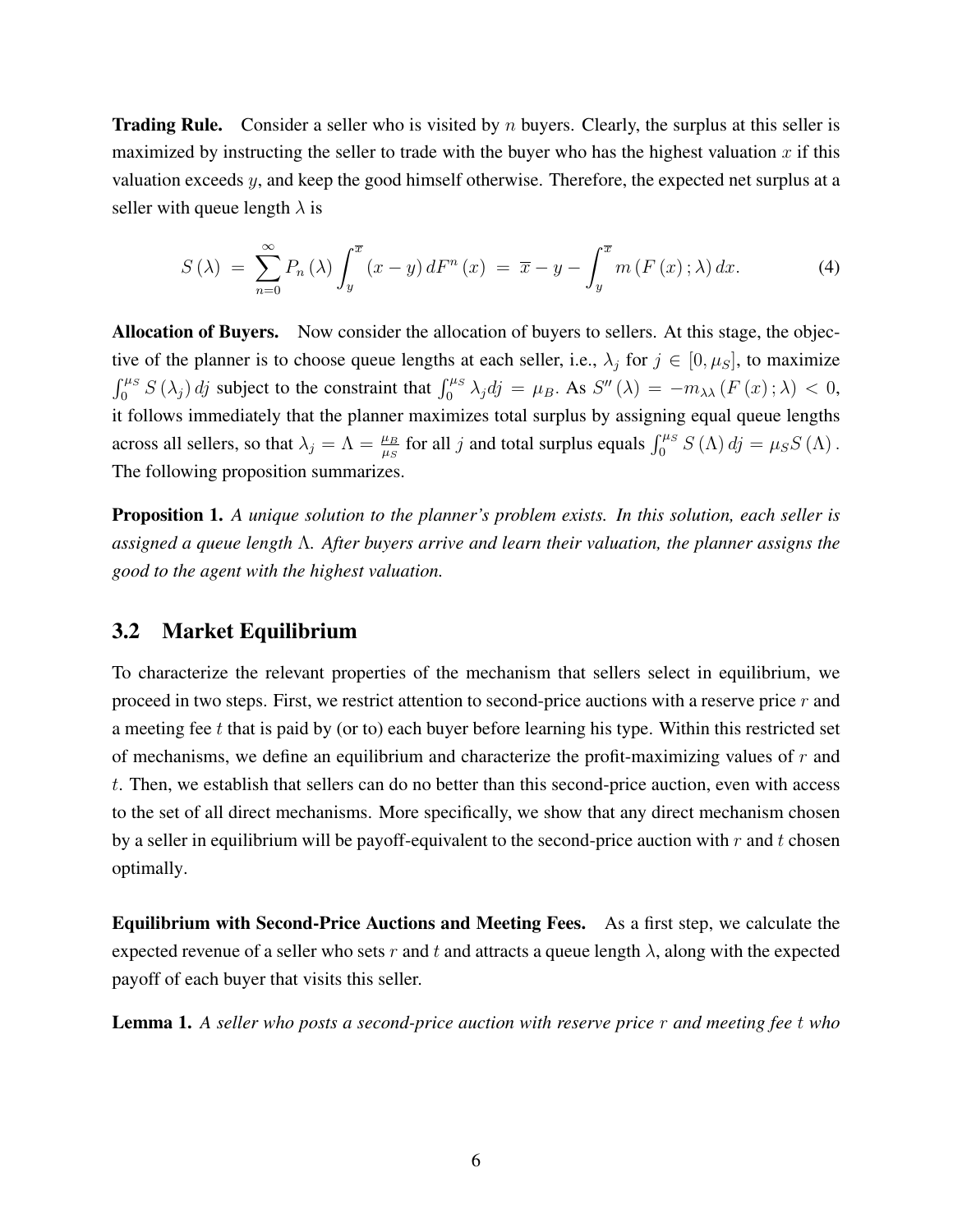**Trading Rule.** Consider a seller who is visited by $n$ buyers. Clearly, the surplus at this seller is maximized by instructing the seller to trade with the buyer who has the highest valuation $x$ if this valuation exceeds $y$, and keep the good himself otherwise. Therefore, the expected net surplus at a seller with queue length $\lambda$ is

$$S(\lambda) = \sum_{n=0}^{\infty} P_n(\lambda) \int_y^{\overline{x}} (x-y)\, dF^n(x) = \overline{x} - y - \int_y^{\overline{x}} m(F(x);\lambda)\, dx. \tag{4}$$

**Allocation of Buyers.** Now consider the allocation of buyers to sellers. At this stage, the objective of the planner is to choose queue lengths at each seller, i.e., $\lambda_j$ for $j \in [0, \mu_S]$, to maximize $\int_0^{\mu_S} S(\lambda_j)\, dj$ subject to the constraint that $\int_0^{\mu_S} \lambda_j dj = \mu_B$. As $S''(\lambda) = -m_{\lambda\lambda}(F(x);\lambda) < 0$, it follows immediately that the planner maximizes total surplus by assigning equal queue lengths across all sellers, so that $\lambda_j = \Lambda = \frac{\mu_B}{\mu_S}$ for all $j$ and total surplus equals $\int_0^{\mu_S} S(\Lambda)\, dj = \mu_S S(\Lambda)$. The following proposition summarizes.

**Proposition 1.** *A unique solution to the planner's problem exists. In this solution, each seller is assigned a queue length $\Lambda$. After buyers arrive and learn their valuation, the planner assigns the good to the agent with the highest valuation.*

## 3.2 Market Equilibrium

To characterize the relevant properties of the mechanism that sellers select in equilibrium, we proceed in two steps. First, we restrict attention to second-price auctions with a reserve price $r$ and a meeting fee $t$ that is paid by (or to) each buyer before learning his type. Within this restricted set of mechanisms, we define an equilibrium and characterize the profit-maximizing values of $r$ and $t$. Then, we establish that sellers can do no better than this second-price auction, even with access to the set of all direct mechanisms. More specifically, we show that any direct mechanism chosen by a seller in equilibrium will be payoff-equivalent to the second-price auction with $r$ and $t$ chosen optimally.

**Equilibrium with Second-Price Auctions and Meeting Fees.** As a first step, we calculate the expected revenue of a seller who sets $r$ and $t$ and attracts a queue length $\lambda$, along with the expected payoff of each buyer that visits this seller.

**Lemma 1.** *A seller who posts a second-price auction with reserve price $r$ and meeting fee $t$ who*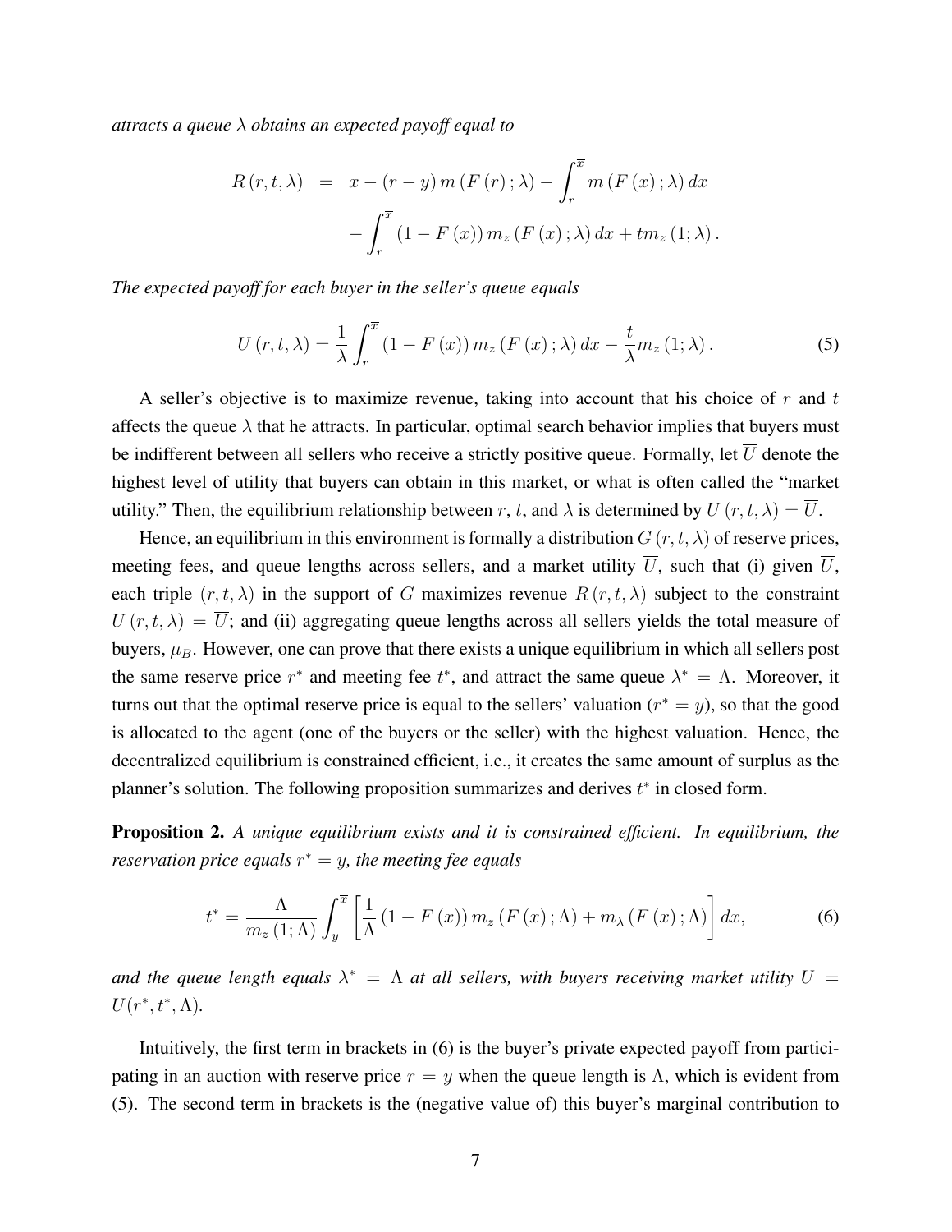*attracts a queue $\lambda$ obtains an expected payoff equal to*

$$
\begin{aligned}
R(r,t,\lambda) &= \overline{x} - (r-y)\, m(F(r);\lambda) - \int_r^{\overline{x}} m(F(x);\lambda)\, dx \\
&\quad - \int_r^{\overline{x}} (1-F(x))\, m_z(F(x);\lambda)\, dx + t m_z(1;\lambda).
\end{aligned}
$$

*The expected payoff for each buyer in the seller's queue equals*

$$
U(r,t,\lambda) = \frac{1}{\lambda}\int_r^{\overline{x}} (1-F(x))\, m_z(F(x);\lambda)\, dx - \frac{t}{\lambda} m_z(1;\lambda). \tag{5}
$$

A seller's objective is to maximize revenue, taking into account that his choice of $r$ and $t$ affects the queue $\lambda$ that he attracts. In particular, optimal search behavior implies that buyers must be indifferent between all sellers who receive a strictly positive queue. Formally, let $\overline{U}$ denote the highest level of utility that buyers can obtain in this market, or what is often called the "market utility." Then, the equilibrium relationship between $r$, $t$, and $\lambda$ is determined by $U(r,t,\lambda) = \overline{U}$.

Hence, an equilibrium in this environment is formally a distribution $G(r,t,\lambda)$ of reserve prices, meeting fees, and queue lengths across sellers, and a market utility $\overline{U}$, such that (i) given $\overline{U}$, each triple $(r,t,\lambda)$ in the support of $G$ maximizes revenue $R(r,t,\lambda)$ subject to the constraint $U(r,t,\lambda) = \overline{U}$; and (ii) aggregating queue lengths across all sellers yields the total measure of buyers, $\mu_B$. However, one can prove that there exists a unique equilibrium in which all sellers post the same reserve price $r^*$ and meeting fee $t^*$, and attract the same queue $\lambda^* = \Lambda$. Moreover, it turns out that the optimal reserve price is equal to the sellers' valuation ($r^* = y$), so that the good is allocated to the agent (one of the buyers or the seller) with the highest valuation. Hence, the decentralized equilibrium is constrained efficient, i.e., it creates the same amount of surplus as the planner's solution. The following proposition summarizes and derives $t^*$ in closed form.

**Proposition 2.** *A unique equilibrium exists and it is constrained efficient. In equilibrium, the reservation price equals $r^* = y$, the meeting fee equals*

$$
t^* = \frac{\Lambda}{m_z(1;\Lambda)} \int_y^{\overline{x}} \left[ \frac{1}{\Lambda}(1-F(x))\, m_z(F(x);\Lambda) + m_\lambda(F(x);\Lambda) \right] dx, \tag{6}
$$

*and the queue length equals $\lambda^* = \Lambda$ at all sellers, with buyers receiving market utility $\overline{U} = U(r^*, t^*, \Lambda)$.*

Intuitively, the first term in brackets in (6) is the buyer's private expected payoff from participating in an auction with reserve price $r = y$ when the queue length is $\Lambda$, which is evident from (5). The second term in brackets is the (negative value of) this buyer's marginal contribution to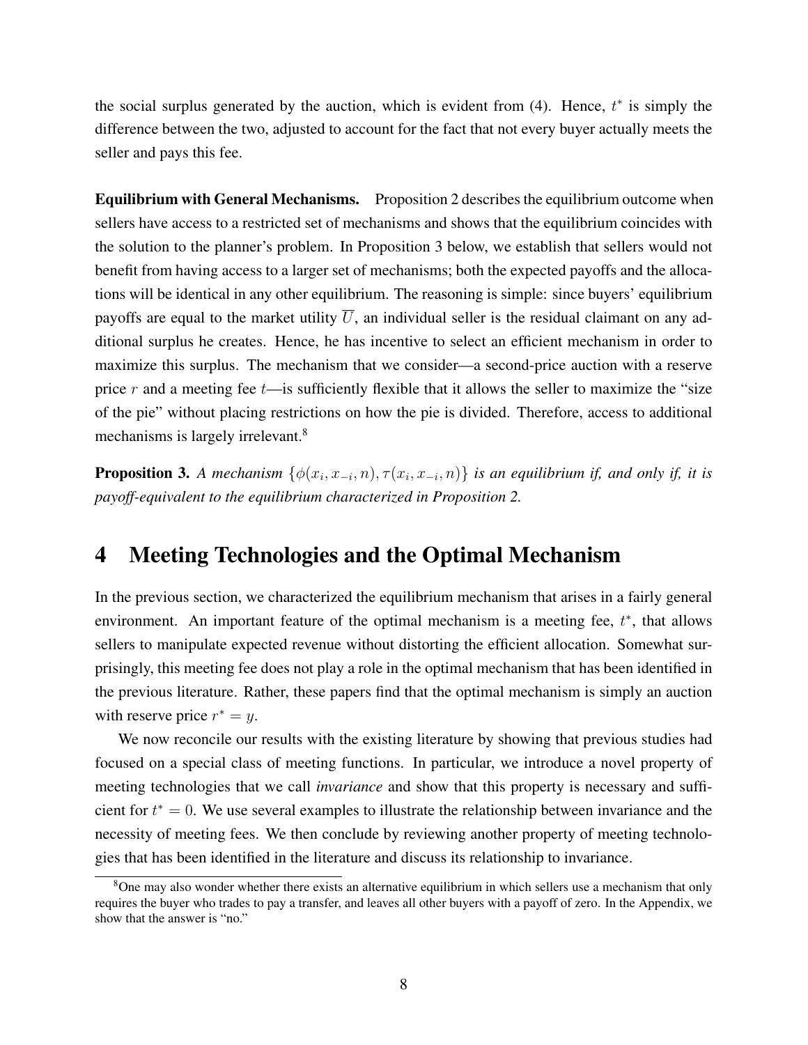the social surplus generated by the auction, which is evident from (4). Hence, $t^*$ is simply the difference between the two, adjusted to account for the fact that not every buyer actually meets the seller and pays this fee.

**Equilibrium with General Mechanisms.** Proposition 2 describes the equilibrium outcome when sellers have access to a restricted set of mechanisms and shows that the equilibrium coincides with the solution to the planner's problem. In Proposition 3 below, we establish that sellers would not benefit from having access to a larger set of mechanisms; both the expected payoffs and the allocations will be identical in any other equilibrium. The reasoning is simple: since buyers' equilibrium payoffs are equal to the market utility $\overline{U}$, an individual seller is the residual claimant on any additional surplus he creates. Hence, he has incentive to select an efficient mechanism in order to maximize this surplus. The mechanism that we consider—a second-price auction with a reserve price $r$ and a meeting fee $t$—is sufficiently flexible that it allows the seller to maximize the "size of the pie" without placing restrictions on how the pie is divided. Therefore, access to additional mechanisms is largely irrelevant.[8]

**Proposition 3.** *A mechanism $\{\phi(x_i, x_{-i}, n), \tau(x_i, x_{-i}, n)\}$ is an equilibrium if, and only if, it is payoff-equivalent to the equilibrium characterized in Proposition 2.*

# 4 Meeting Technologies and the Optimal Mechanism

In the previous section, we characterized the equilibrium mechanism that arises in a fairly general environment. An important feature of the optimal mechanism is a meeting fee, $t^*$, that allows sellers to manipulate expected revenue without distorting the efficient allocation. Somewhat surprisingly, this meeting fee does not play a role in the optimal mechanism that has been identified in the previous literature. Rather, these papers find that the optimal mechanism is simply an auction with reserve price $r^* = y$.

We now reconcile our results with the existing literature by showing that previous studies had focused on a special class of meeting functions. In particular, we introduce a novel property of meeting technologies that we call *invariance* and show that this property is necessary and sufficient for $t^* = 0$. We use several examples to illustrate the relationship between invariance and the necessity of meeting fees. We then conclude by reviewing another property of meeting technologies that has been identified in the literature and discuss its relationship to invariance.

[8] One may also wonder whether there exists an alternative equilibrium in which sellers use a mechanism that only requires the buyer who trades to pay a transfer, and leaves all other buyers with a payoff of zero. In the Appendix, we show that the answer is "no."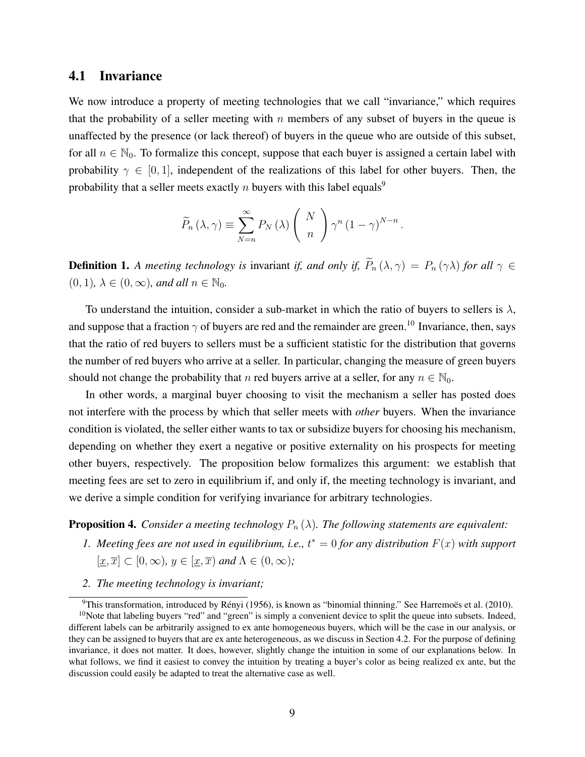## 4.1 Invariance

We now introduce a property of meeting technologies that we call "invariance," which requires that the probability of a seller meeting with $n$ members of any subset of buyers in the queue is unaffected by the presence (or lack thereof) of buyers in the queue who are outside of this subset, for all $n \in \mathbb{N}_0$. To formalize this concept, suppose that each buyer is assigned a certain label with probability $\gamma \in [0, 1]$, independent of the realizations of this label for other buyers. Then, the probability that a seller meets exactly $n$ buyers with this label equals[9]

$$\widetilde{P}_n(\lambda, \gamma) \equiv \sum_{N=n}^{\infty} P_N(\lambda) \binom{N}{n} \gamma^n (1-\gamma)^{N-n}.$$

**Definition 1.** *A meeting technology is* invariant *if, and only if,* $\widetilde{P}_n(\lambda, \gamma) = P_n(\gamma\lambda)$ *for all* $\gamma \in (0, 1)$*,* $\lambda \in (0, \infty)$*, and all* $n \in \mathbb{N}_0$*.*

To understand the intuition, consider a sub-market in which the ratio of buyers to sellers is $\lambda$, and suppose that a fraction $\gamma$ of buyers are red and the remainder are green.[10] Invariance, then, says that the ratio of red buyers to sellers must be a sufficient statistic for the distribution that governs the number of red buyers who arrive at a seller. In particular, changing the measure of green buyers should not change the probability that $n$ red buyers arrive at a seller, for any $n \in \mathbb{N}_0$.

In other words, a marginal buyer choosing to visit the mechanism a seller has posted does not interfere with the process by which that seller meets with *other* buyers. When the invariance condition is violated, the seller either wants to tax or subsidize buyers for choosing his mechanism, depending on whether they exert a negative or positive externality on his prospects for meeting other buyers, respectively. The proposition below formalizes this argument: we establish that meeting fees are set to zero in equilibrium if, and only if, the meeting technology is invariant, and we derive a simple condition for verifying invariance for arbitrary technologies.

**Proposition 4.** *Consider a meeting technology* $P_n(\lambda)$*. The following statements are equivalent:*

1. *Meeting fees are not used in equilibrium, i.e.,* $t^* = 0$ *for any distribution* $F(x)$ *with support* $[\underline{x}, \overline{x}] \subset [0, \infty)$*,* $y \in [\underline{x}, \overline{x})$ *and* $\Lambda \in (0, \infty)$*;*
2. *The meeting technology is invariant;*

[9] This transformation, introduced by Rényi (1956), is known as "binomial thinning." See Harremoës et al. (2010).

[10] Note that labeling buyers "red" and "green" is simply a convenient device to split the queue into subsets. Indeed, different labels can be arbitrarily assigned to ex ante homogeneous buyers, which will be the case in our analysis, or they can be assigned to buyers that are ex ante heterogeneous, as we discuss in Section 4.2. For the purpose of defining invariance, it does not matter. It does, however, slightly change the intuition in some of our explanations below. In what follows, we find it easiest to convey the intuition by treating a buyer's color as being realized ex ante, but the discussion could easily be adapted to treat the alternative case as well.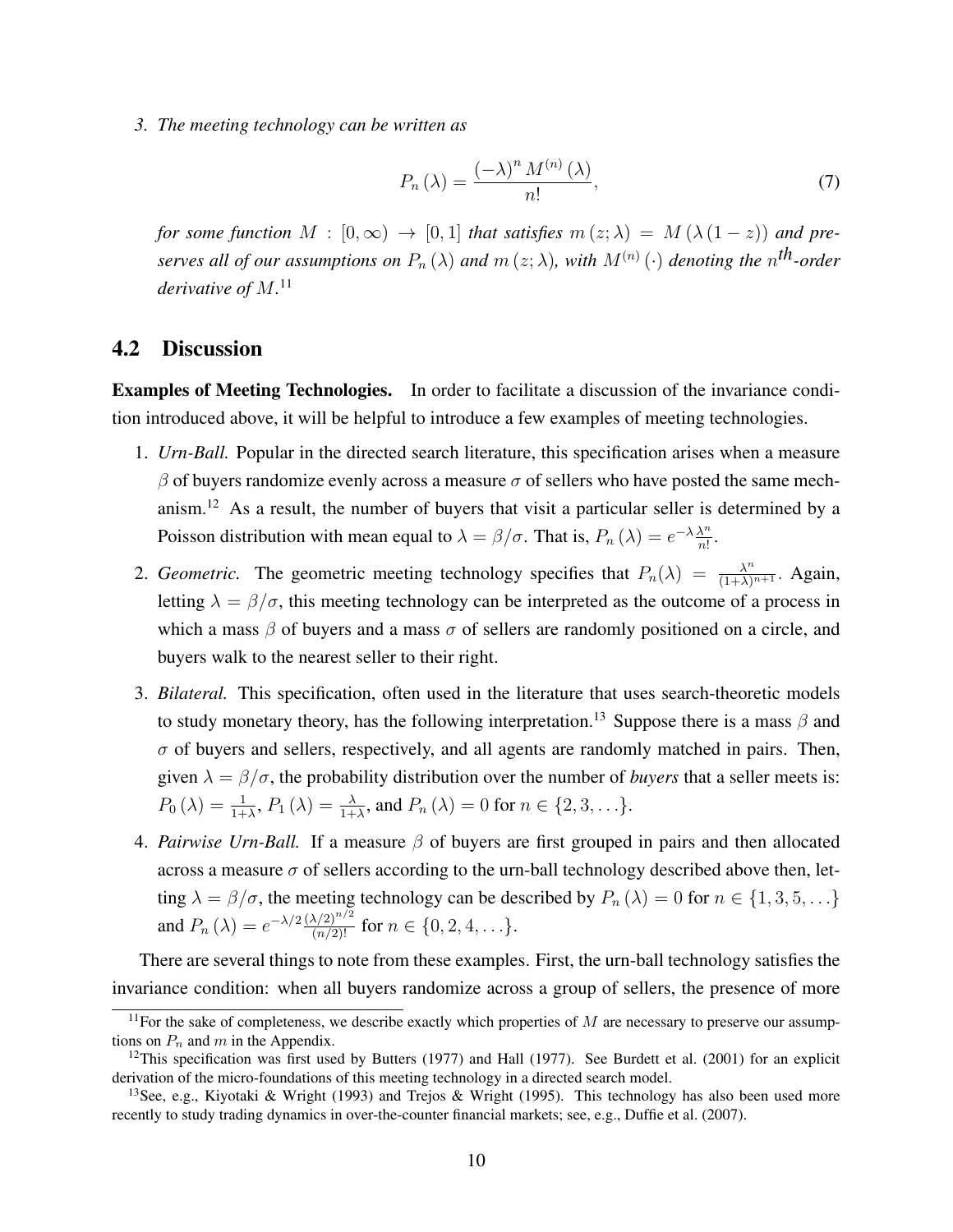3. *The meeting technology can be written as*

$$P_n(\lambda) = \frac{(-\lambda)^n M^{(n)}(\lambda)}{n!}, \tag{7}$$

*for some function $M : [0, \infty) \to [0, 1]$ that satisfies $m(z; \lambda) = M(\lambda(1 - z))$ and preserves all of our assumptions on $P_n(\lambda)$ and $m(z; \lambda)$, with $M^{(n)}(\cdot)$ denoting the $n^{th}$-order derivative of $M$.*[11]

## 4.2 Discussion

**Examples of Meeting Technologies.** In order to facilitate a discussion of the invariance condition introduced above, it will be helpful to introduce a few examples of meeting technologies.

1. *Urn-Ball.* Popular in the directed search literature, this specification arises when a measure $\beta$ of buyers randomize evenly across a measure $\sigma$ of sellers who have posted the same mechanism.[12] As a result, the number of buyers that visit a particular seller is determined by a Poisson distribution with mean equal to $\lambda = \beta/\sigma$. That is, $P_n(\lambda) = e^{-\lambda}\frac{\lambda^n}{n!}$.

2. *Geometric.* The geometric meeting technology specifies that $P_n(\lambda) = \frac{\lambda^n}{(1+\lambda)^{n+1}}$. Again, letting $\lambda = \beta/\sigma$, this meeting technology can be interpreted as the outcome of a process in which a mass $\beta$ of buyers and a mass $\sigma$ of sellers are randomly positioned on a circle, and buyers walk to the nearest seller to their right.

3. *Bilateral.* This specification, often used in the literature that uses search-theoretic models to study monetary theory, has the following interpretation.[13] Suppose there is a mass $\beta$ and $\sigma$ of buyers and sellers, respectively, and all agents are randomly matched in pairs. Then, given $\lambda = \beta/\sigma$, the probability distribution over the number of *buyers* that a seller meets is: $P_0(\lambda) = \frac{1}{1+\lambda}$, $P_1(\lambda) = \frac{\lambda}{1+\lambda}$, and $P_n(\lambda) = 0$ for $n \in \{2, 3, \ldots\}$.

4. *Pairwise Urn-Ball.* If a measure $\beta$ of buyers are first grouped in pairs and then allocated across a measure $\sigma$ of sellers according to the urn-ball technology described above then, letting $\lambda = \beta/\sigma$, the meeting technology can be described by $P_n(\lambda) = 0$ for $n \in \{1, 3, 5, \ldots\}$ and $P_n(\lambda) = e^{-\lambda/2}\frac{(\lambda/2)^{n/2}}{(n/2)!}$ for $n \in \{0, 2, 4, \ldots\}$.

There are several things to note from these examples. First, the urn-ball technology satisfies the invariance condition: when all buyers randomize across a group of sellers, the presence of more

[11] For the sake of completeness, we describe exactly which properties of $M$ are necessary to preserve our assumptions on $P_n$ and $m$ in the Appendix.

[12] This specification was first used by Butters (1977) and Hall (1977). See Burdett et al. (2001) for an explicit derivation of the micro-foundations of this meeting technology in a directed search model.

[13] See, e.g., Kiyotaki & Wright (1993) and Trejos & Wright (1995). This technology has also been used more recently to study trading dynamics in over-the-counter financial markets; see, e.g., Duffie et al. (2007).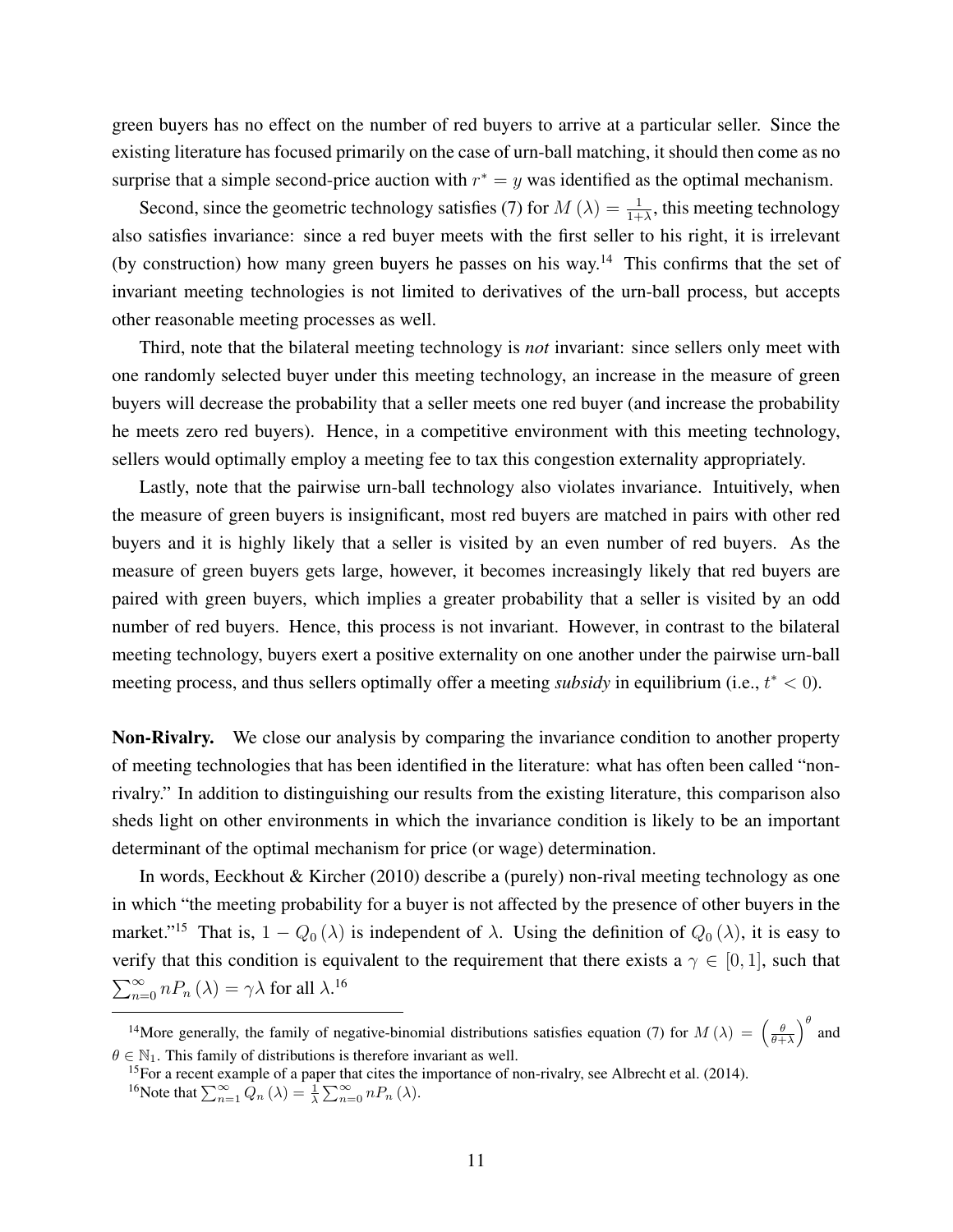green buyers has no effect on the number of red buyers to arrive at a particular seller. Since the existing literature has focused primarily on the case of urn-ball matching, it should then come as no surprise that a simple second-price auction with $r^* = y$ was identified as the optimal mechanism.

Second, since the geometric technology satisfies (7) for $M(\lambda) = \frac{1}{1+\lambda}$, this meeting technology also satisfies invariance: since a red buyer meets with the first seller to his right, it is irrelevant (by construction) how many green buyers he passes on his way.[14] This confirms that the set of invariant meeting technologies is not limited to derivatives of the urn-ball process, but accepts other reasonable meeting processes as well.

Third, note that the bilateral meeting technology is *not* invariant: since sellers only meet with one randomly selected buyer under this meeting technology, an increase in the measure of green buyers will decrease the probability that a seller meets one red buyer (and increase the probability he meets zero red buyers). Hence, in a competitive environment with this meeting technology, sellers would optimally employ a meeting fee to tax this congestion externality appropriately.

Lastly, note that the pairwise urn-ball technology also violates invariance. Intuitively, when the measure of green buyers is insignificant, most red buyers are matched in pairs with other red buyers and it is highly likely that a seller is visited by an even number of red buyers. As the measure of green buyers gets large, however, it becomes increasingly likely that red buyers are paired with green buyers, which implies a greater probability that a seller is visited by an odd number of red buyers. Hence, this process is not invariant. However, in contrast to the bilateral meeting technology, buyers exert a positive externality on one another under the pairwise urn-ball meeting process, and thus sellers optimally offer a meeting *subsidy* in equilibrium (i.e., $t^* < 0$).

**Non-Rivalry.** We close our analysis by comparing the invariance condition to another property of meeting technologies that has been identified in the literature: what has often been called "non-rivalry." In addition to distinguishing our results from the existing literature, this comparison also sheds light on other environments in which the invariance condition is likely to be an important determinant of the optimal mechanism for price (or wage) determination.

In words, Eeckhout & Kircher (2010) describe a (purely) non-rival meeting technology as one in which "the meeting probability for a buyer is not affected by the presence of other buyers in the market."[15] That is, $1 - Q_0(\lambda)$ is independent of $\lambda$. Using the definition of $Q_0(\lambda)$, it is easy to verify that this condition is equivalent to the requirement that there exists a $\gamma \in [0,1]$, such that $\sum_{n=0}^{\infty} nP_n(\lambda) = \gamma\lambda$ for all $\lambda$.[16]

---

[14] More generally, the family of negative-binomial distributions satisfies equation (7) for $M(\lambda) = \left(\frac{\theta}{\theta+\lambda}\right)^{\theta}$ and $\theta \in \mathbb{N}_1$. This family of distributions is therefore invariant as well.

[15] For a recent example of a paper that cites the importance of non-rivalry, see Albrecht et al. (2014).

[16] Note that $\sum_{n=1}^{\infty} Q_n(\lambda) = \frac{1}{\lambda}\sum_{n=0}^{\infty} nP_n(\lambda)$.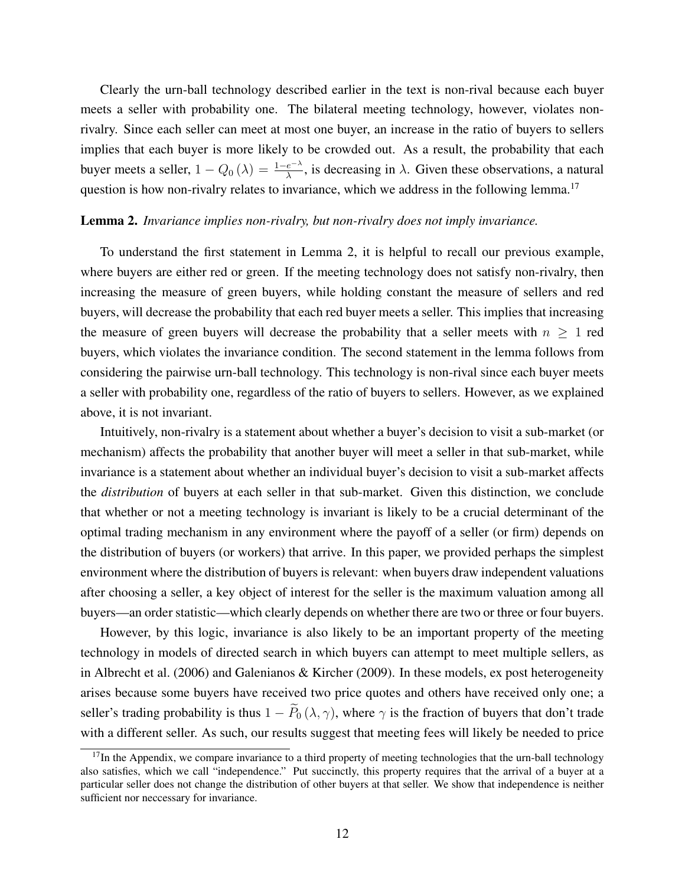Clearly the urn-ball technology described earlier in the text is non-rival because each buyer meets a seller with probability one. The bilateral meeting technology, however, violates non-rivalry. Since each seller can meet at most one buyer, an increase in the ratio of buyers to sellers implies that each buyer is more likely to be crowded out. As a result, the probability that each buyer meets a seller, $1 - Q_0(\lambda) = \frac{1-e^{-\lambda}}{\lambda}$, is decreasing in $\lambda$. Given these observations, a natural question is how non-rivalry relates to invariance, which we address in the following lemma.[17]

**Lemma 2.** *Invariance implies non-rivalry, but non-rivalry does not imply invariance.*

To understand the first statement in Lemma 2, it is helpful to recall our previous example, where buyers are either red or green. If the meeting technology does not satisfy non-rivalry, then increasing the measure of green buyers, while holding constant the measure of sellers and red buyers, will decrease the probability that each red buyer meets a seller. This implies that increasing the measure of green buyers will decrease the probability that a seller meets with $n \geq 1$ red buyers, which violates the invariance condition. The second statement in the lemma follows from considering the pairwise urn-ball technology. This technology is non-rival since each buyer meets a seller with probability one, regardless of the ratio of buyers to sellers. However, as we explained above, it is not invariant.

Intuitively, non-rivalry is a statement about whether a buyer's decision to visit a sub-market (or mechanism) affects the probability that another buyer will meet a seller in that sub-market, while invariance is a statement about whether an individual buyer's decision to visit a sub-market affects the *distribution* of buyers at each seller in that sub-market. Given this distinction, we conclude that whether or not a meeting technology is invariant is likely to be a crucial determinant of the optimal trading mechanism in any environment where the payoff of a seller (or firm) depends on the distribution of buyers (or workers) that arrive. In this paper, we provided perhaps the simplest environment where the distribution of buyers is relevant: when buyers draw independent valuations after choosing a seller, a key object of interest for the seller is the maximum valuation among all buyers—an order statistic—which clearly depends on whether there are two or three or four buyers.

However, by this logic, invariance is also likely to be an important property of the meeting technology in models of directed search in which buyers can attempt to meet multiple sellers, as in Albrecht et al. (2006) and Galenianos & Kircher (2009). In these models, ex post heterogeneity arises because some buyers have received two price quotes and others have received only one; a seller's trading probability is thus $1 - \widetilde{P}_0(\lambda, \gamma)$, where $\gamma$ is the fraction of buyers that don't trade with a different seller. As such, our results suggest that meeting fees will likely be needed to price

[17] In the Appendix, we compare invariance to a third property of meeting technologies that the urn-ball technology also satisfies, which we call "independence." Put succinctly, this property requires that the arrival of a buyer at a particular seller does not change the distribution of other buyers at that seller. We show that independence is neither sufficient nor neccessary for invariance.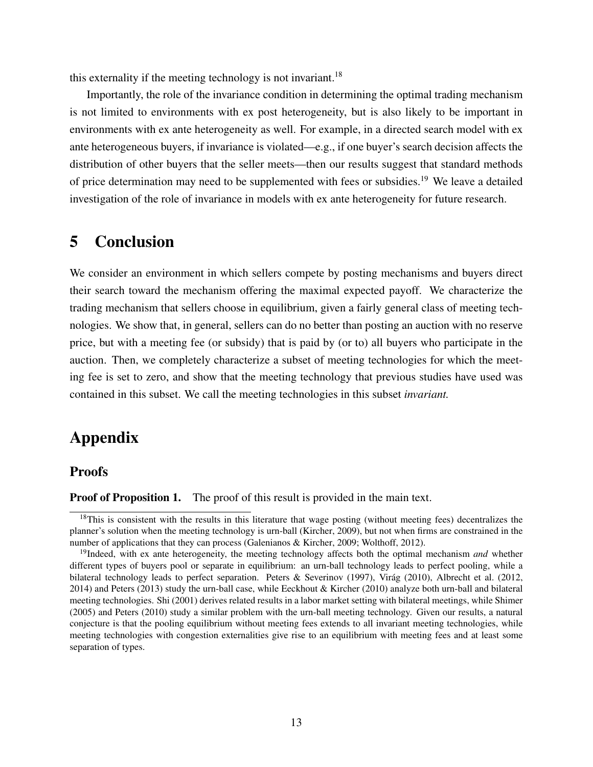this externality if the meeting technology is not invariant.[18]

Importantly, the role of the invariance condition in determining the optimal trading mechanism is not limited to environments with ex post heterogeneity, but is also likely to be important in environments with ex ante heterogeneity as well. For example, in a directed search model with ex ante heterogeneous buyers, if invariance is violated—e.g., if one buyer's search decision affects the distribution of other buyers that the seller meets—then our results suggest that standard methods of price determination may need to be supplemented with fees or subsidies.[19] We leave a detailed investigation of the role of invariance in models with ex ante heterogeneity for future research.

# 5 Conclusion

We consider an environment in which sellers compete by posting mechanisms and buyers direct their search toward the mechanism offering the maximal expected payoff. We characterize the trading mechanism that sellers choose in equilibrium, given a fairly general class of meeting technologies. We show that, in general, sellers can do no better than posting an auction with no reserve price, but with a meeting fee (or subsidy) that is paid by (or to) all buyers who participate in the auction. Then, we completely characterize a subset of meeting technologies for which the meeting fee is set to zero, and show that the meeting technology that previous studies have used was contained in this subset. We call the meeting technologies in this subset *invariant.*

# Appendix

## Proofs

**Proof of Proposition 1.** The proof of this result is provided in the main text.

[18] This is consistent with the results in this literature that wage posting (without meeting fees) decentralizes the planner's solution when the meeting technology is urn-ball (Kircher, 2009), but not when firms are constrained in the number of applications that they can process (Galenianos & Kircher, 2009; Wolthoff, 2012).

[19] Indeed, with ex ante heterogeneity, the meeting technology affects both the optimal mechanism *and* whether different types of buyers pool or separate in equilibrium: an urn-ball technology leads to perfect pooling, while a bilateral technology leads to perfect separation. Peters & Severinov (1997), Virág (2010), Albrecht et al. (2012, 2014) and Peters (2013) study the urn-ball case, while Eeckhout & Kircher (2010) analyze both urn-ball and bilateral meeting technologies. Shi (2001) derives related results in a labor market setting with bilateral meetings, while Shimer (2005) and Peters (2010) study a similar problem with the urn-ball meeting technology. Given our results, a natural conjecture is that the pooling equilibrium without meeting fees extends to all invariant meeting technologies, while meeting technologies with congestion externalities give rise to an equilibrium with meeting fees and at least some separation of types.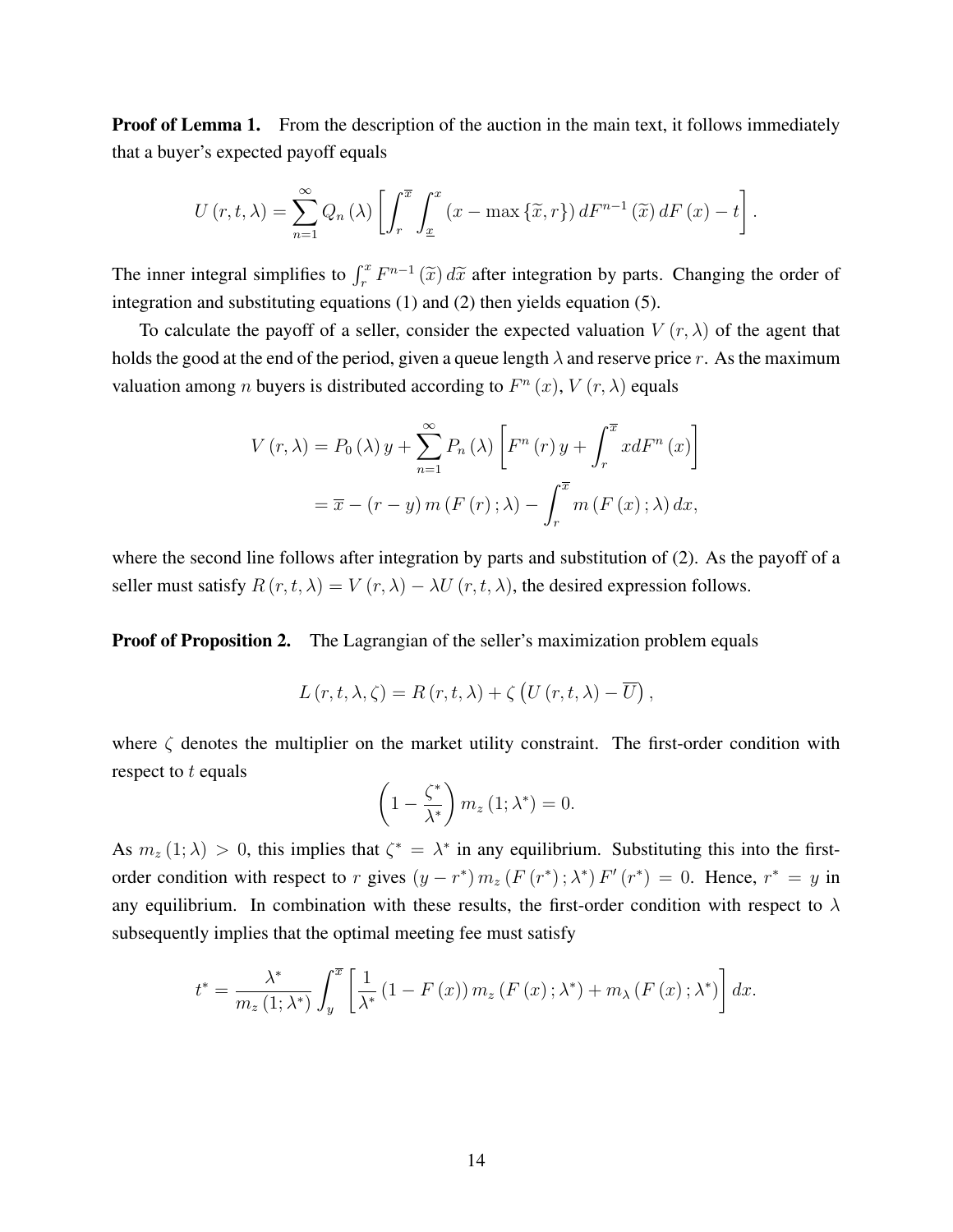**Proof of Lemma 1.** From the description of the auction in the main text, it follows immediately that a buyer's expected payoff equals

$$U(r,t,\lambda) = \sum_{n=1}^{\infty} Q_n(\lambda) \left[ \int_r^{\overline{x}} \int_{\underline{x}}^{x} (x - \max\{\widetilde{x}, r\})\, dF^{n-1}(\widetilde{x})\, dF(x) - t \right].$$

The inner integral simplifies to $\int_r^x F^{n-1}(\widetilde{x})\, d\widetilde{x}$ after integration by parts. Changing the order of integration and substituting equations (1) and (2) then yields equation (5).

To calculate the payoff of a seller, consider the expected valuation $V(r,\lambda)$ of the agent that holds the good at the end of the period, given a queue length $\lambda$ and reserve price $r$. As the maximum valuation among $n$ buyers is distributed according to $F^n(x)$, $V(r,\lambda)$ equals

$$\begin{aligned} V(r,\lambda) &= P_0(\lambda)\, y + \sum_{n=1}^{\infty} P_n(\lambda) \left[ F^n(r)\, y + \int_r^{\overline{x}} x\, dF^n(x) \right] \\ &= \overline{x} - (r - y)\, m(F(r);\lambda) - \int_r^{\overline{x}} m(F(x);\lambda)\, dx, \end{aligned}$$

where the second line follows after integration by parts and substitution of (2). As the payoff of a seller must satisfy $R(r,t,\lambda) = V(r,\lambda) - \lambda U(r,t,\lambda)$, the desired expression follows.

**Proof of Proposition 2.** The Lagrangian of the seller's maximization problem equals

$$L(r,t,\lambda,\zeta) = R(r,t,\lambda) + \zeta \left( U(r,t,\lambda) - \overline{U} \right),$$

where $\zeta$ denotes the multiplier on the market utility constraint. The first-order condition with respect to $t$ equals

$$\left(1 - \frac{\zeta^*}{\lambda^*}\right) m_z(1;\lambda^*) = 0.$$

As $m_z(1;\lambda) > 0$, this implies that $\zeta^* = \lambda^*$ in any equilibrium. Substituting this into the first-order condition with respect to $r$ gives $(y - r^*)\, m_z(F(r^*);\lambda^*)\, F'(r^*) = 0$. Hence, $r^* = y$ in any equilibrium. In combination with these results, the first-order condition with respect to $\lambda$ subsequently implies that the optimal meeting fee must satisfy

$$t^* = \frac{\lambda^*}{m_z(1;\lambda^*)} \int_y^{\overline{x}} \left[ \frac{1}{\lambda^*} (1 - F(x))\, m_z(F(x);\lambda^*) + m_\lambda(F(x);\lambda^*) \right] dx.$$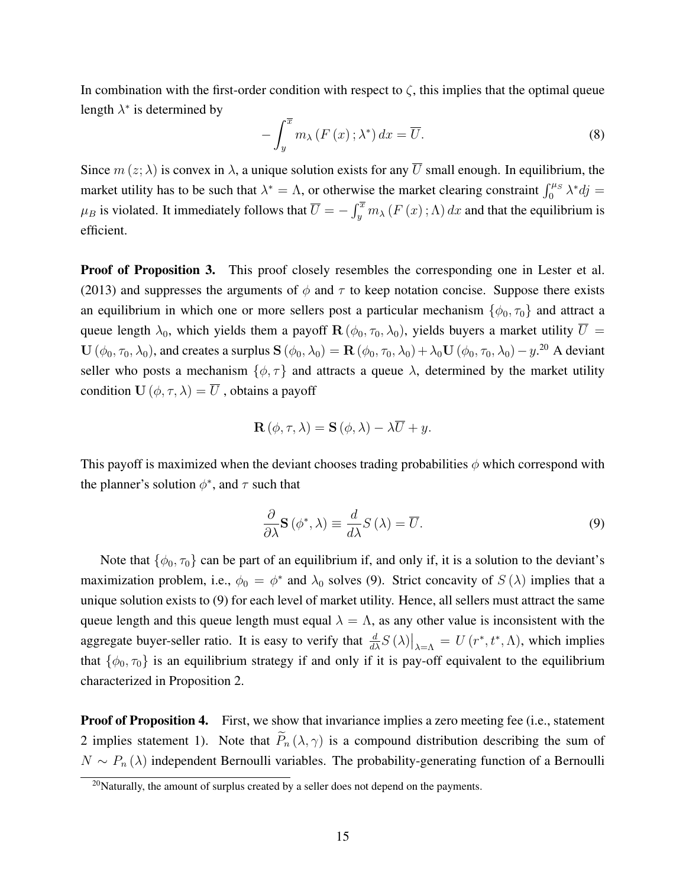In combination with the first-order condition with respect to $\zeta$, this implies that the optimal queue length $\lambda^*$ is determined by

$$-\int_y^{\overline{x}} m_\lambda\left(F\left(x\right);\lambda^*\right)dx = \overline{U}. \tag{8}$$

Since $m\left(z;\lambda\right)$ is convex in $\lambda$, a unique solution exists for any $\overline{U}$ small enough. In equilibrium, the market utility has to be such that $\lambda^* = \Lambda$, or otherwise the market clearing constraint $\int_0^{\mu_S} \lambda^* dj = \mu_B$ is violated. It immediately follows that $\overline{U} = -\int_y^{\overline{x}} m_\lambda\left(F\left(x\right);\Lambda\right)dx$ and that the equilibrium is efficient.

**Proof of Proposition 3.** This proof closely resembles the corresponding one in Lester et al. (2013) and suppresses the arguments of $\phi$ and $\tau$ to keep notation concise. Suppose there exists an equilibrium in which one or more sellers post a particular mechanism $\{\phi_0, \tau_0\}$ and attract a queue length $\lambda_0$, which yields them a payoff $\mathbf{R}\left(\phi_0, \tau_0, \lambda_0\right)$, yields buyers a market utility $\overline{U} = \mathbf{U}\left(\phi_0, \tau_0, \lambda_0\right)$, and creates a surplus $\mathbf{S}\left(\phi_0, \lambda_0\right) = \mathbf{R}\left(\phi_0, \tau_0, \lambda_0\right) + \lambda_0 \mathbf{U}\left(\phi_0, \tau_0, \lambda_0\right) - y$.[20] A deviant seller who posts a mechanism $\{\phi, \tau\}$ and attracts a queue $\lambda$, determined by the market utility condition $\mathbf{U}\left(\phi, \tau, \lambda\right) = \overline{U}$ , obtains a payoff

$$\mathbf{R}\left(\phi, \tau, \lambda\right) = \mathbf{S}\left(\phi, \lambda\right) - \lambda\overline{U} + y.$$

This payoff is maximized when the deviant chooses trading probabilities $\phi$ which correspond with the planner's solution $\phi^*$, and $\tau$ such that

$$\frac{\partial}{\partial\lambda}\mathbf{S}\left(\phi^*, \lambda\right) \equiv \frac{d}{d\lambda}S\left(\lambda\right) = \overline{U}. \tag{9}$$

Note that $\{\phi_0, \tau_0\}$ can be part of an equilibrium if, and only if, it is a solution to the deviant's maximization problem, i.e., $\phi_0 = \phi^*$ and $\lambda_0$ solves (9). Strict concavity of $S\left(\lambda\right)$ implies that a unique solution exists to (9) for each level of market utility. Hence, all sellers must attract the same queue length and this queue length must equal $\lambda = \Lambda$, as any other value is inconsistent with the aggregate buyer-seller ratio. It is easy to verify that $\frac{d}{d\lambda}S\left(\lambda\right)\big|_{\lambda=\Lambda} = U\left(r^*, t^*, \Lambda\right)$, which implies that $\{\phi_0, \tau_0\}$ is an equilibrium strategy if and only if it is pay-off equivalent to the equilibrium characterized in Proposition 2.

**Proof of Proposition 4.** First, we show that invariance implies a zero meeting fee (i.e., statement 2 implies statement 1). Note that $\widetilde{P}_n\left(\lambda, \gamma\right)$ is a compound distribution describing the sum of $N \sim P_n\left(\lambda\right)$ independent Bernoulli variables. The probability-generating function of a Bernoulli

[20] Naturally, the amount of surplus created by a seller does not depend on the payments.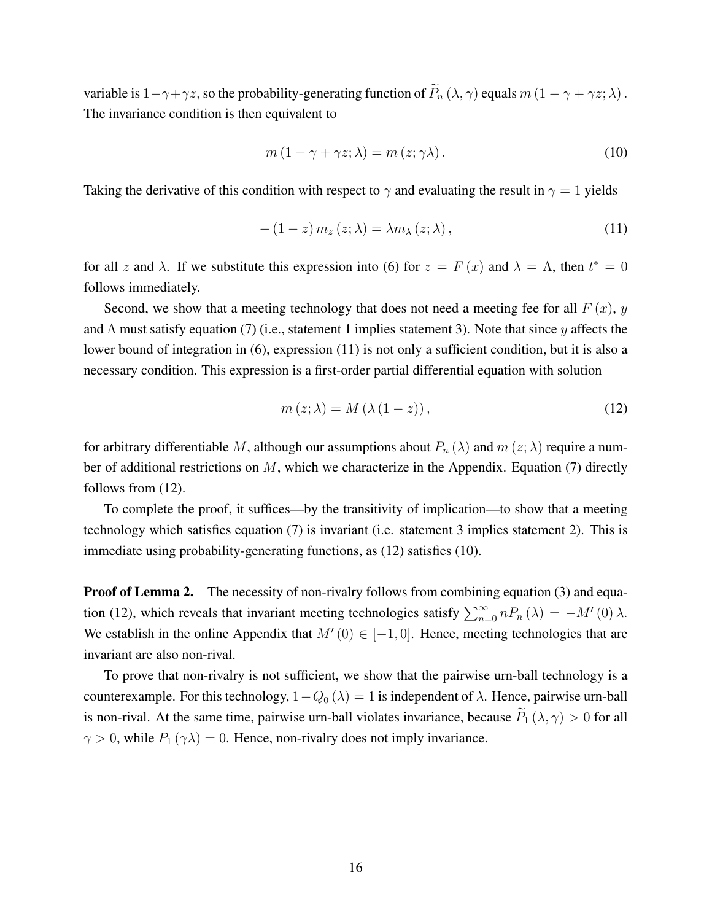variable is $1-\gamma+\gamma z$, so the probability-generating function of $\widetilde{P}_n(\lambda,\gamma)$ equals $m(1-\gamma+\gamma z;\lambda)$. The invariance condition is then equivalent to

$$m(1-\gamma+\gamma z;\lambda) = m(z;\gamma\lambda). \tag{10}$$

Taking the derivative of this condition with respect to $\gamma$ and evaluating the result in $\gamma = 1$ yields

$$-(1-z)\, m_z(z;\lambda) = \lambda m_\lambda(z;\lambda), \tag{11}$$

for all $z$ and $\lambda$. If we substitute this expression into (6) for $z = F(x)$ and $\lambda = \Lambda$, then $t^* = 0$ follows immediately.

Second, we show that a meeting technology that does not need a meeting fee for all $F(x)$, $y$ and $\Lambda$ must satisfy equation (7) (i.e., statement 1 implies statement 3). Note that since $y$ affects the lower bound of integration in (6), expression (11) is not only a sufficient condition, but it is also a necessary condition. This expression is a first-order partial differential equation with solution

$$m(z;\lambda) = M(\lambda(1-z)), \tag{12}$$

for arbitrary differentiable $M$, although our assumptions about $P_n(\lambda)$ and $m(z;\lambda)$ require a number of additional restrictions on $M$, which we characterize in the Appendix. Equation (7) directly follows from (12).

To complete the proof, it suffices—by the transitivity of implication—to show that a meeting technology which satisfies equation (7) is invariant (i.e. statement 3 implies statement 2). This is immediate using probability-generating functions, as (12) satisfies (10).

**Proof of Lemma 2.** The necessity of non-rivalry follows from combining equation (3) and equation (12), which reveals that invariant meeting technologies satisfy $\sum_{n=0}^{\infty} nP_n(\lambda) = -M'(0)\lambda$. We establish in the online Appendix that $M'(0) \in [-1, 0]$. Hence, meeting technologies that are invariant are also non-rival.

To prove that non-rivalry is not sufficient, we show that the pairwise urn-ball technology is a counterexample. For this technology, $1 - Q_0(\lambda) = 1$ is independent of $\lambda$. Hence, pairwise urn-ball is non-rival. At the same time, pairwise urn-ball violates invariance, because $\widetilde{P}_1(\lambda,\gamma) > 0$ for all $\gamma > 0$, while $P_1(\gamma\lambda) = 0$. Hence, non-rivalry does not imply invariance.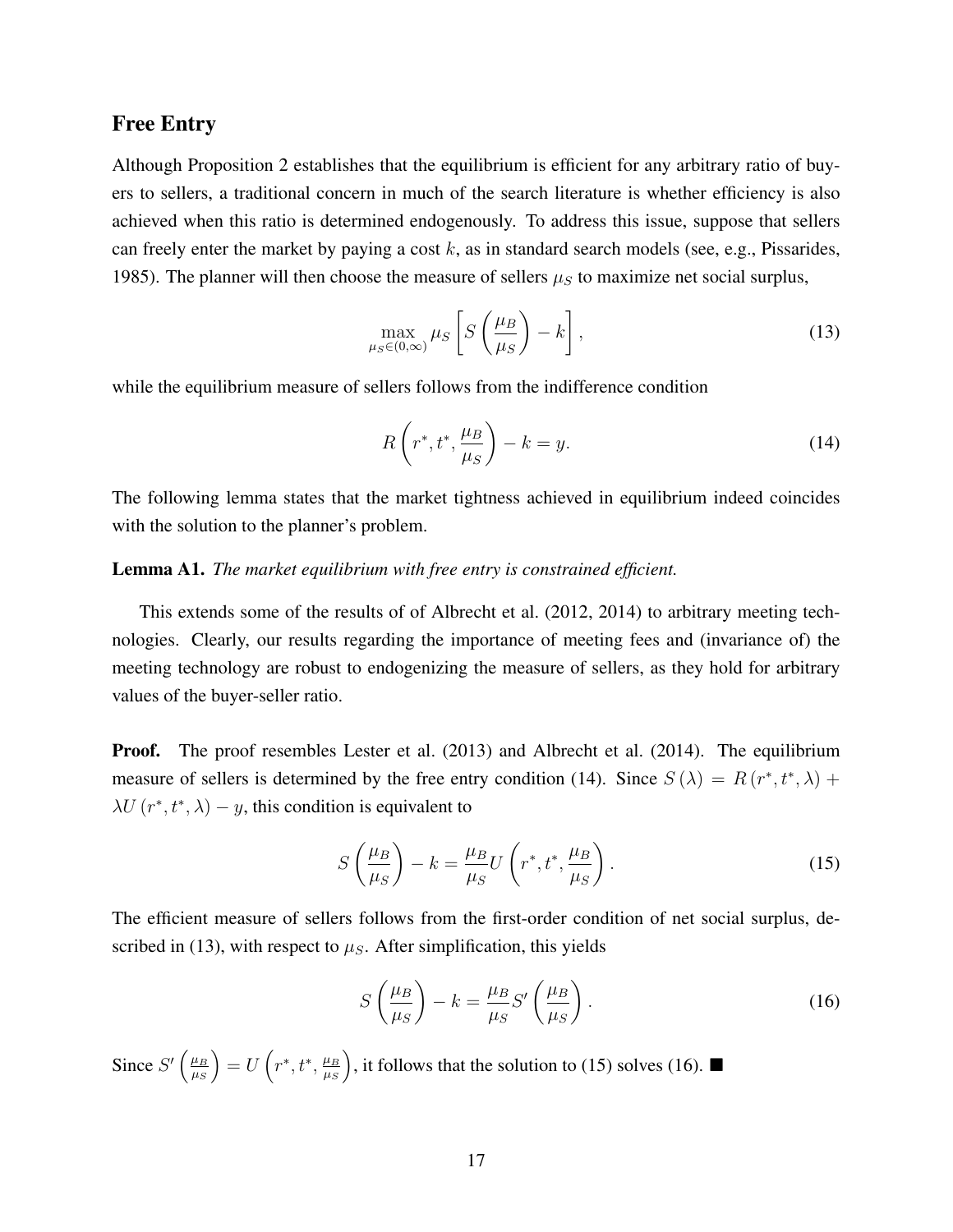## Free Entry

Although Proposition 2 establishes that the equilibrium is efficient for any arbitrary ratio of buyers to sellers, a traditional concern in much of the search literature is whether efficiency is also achieved when this ratio is determined endogenously. To address this issue, suppose that sellers can freely enter the market by paying a cost $k$, as in standard search models (see, e.g., Pissarides, 1985). The planner will then choose the measure of sellers $\mu_S$ to maximize net social surplus,

$$\max_{\mu_S \in (0,\infty)} \mu_S \left[ S\left(\frac{\mu_B}{\mu_S}\right) - k \right], \tag{13}$$

while the equilibrium measure of sellers follows from the indifference condition

$$R\left(r^*, t^*, \frac{\mu_B}{\mu_S}\right) - k = y. \tag{14}$$

The following lemma states that the market tightness achieved in equilibrium indeed coincides with the solution to the planner's problem.

**Lemma A1.** *The market equilibrium with free entry is constrained efficient.*

This extends some of the results of of Albrecht et al. (2012, 2014) to arbitrary meeting technologies. Clearly, our results regarding the importance of meeting fees and (invariance of) the meeting technology are robust to endogenizing the measure of sellers, as they hold for arbitrary values of the buyer-seller ratio.

**Proof.** The proof resembles Lester et al. (2013) and Albrecht et al. (2014). The equilibrium measure of sellers is determined by the free entry condition (14). Since $S(\lambda) = R(r^*, t^*, \lambda) + \lambda U(r^*, t^*, \lambda) - y$, this condition is equivalent to

$$S\left(\frac{\mu_B}{\mu_S}\right) - k = \frac{\mu_B}{\mu_S} U\left(r^*, t^*, \frac{\mu_B}{\mu_S}\right). \tag{15}$$

The efficient measure of sellers follows from the first-order condition of net social surplus, described in (13), with respect to $\mu_S$. After simplification, this yields

$$S\left(\frac{\mu_B}{\mu_S}\right) - k = \frac{\mu_B}{\mu_S} S'\left(\frac{\mu_B}{\mu_S}\right). \tag{16}$$

Since $S'\left(\frac{\mu_B}{\mu_S}\right) = U\left(r^*, t^*, \frac{\mu_B}{\mu_S}\right)$, it follows that the solution to (15) solves (16). ■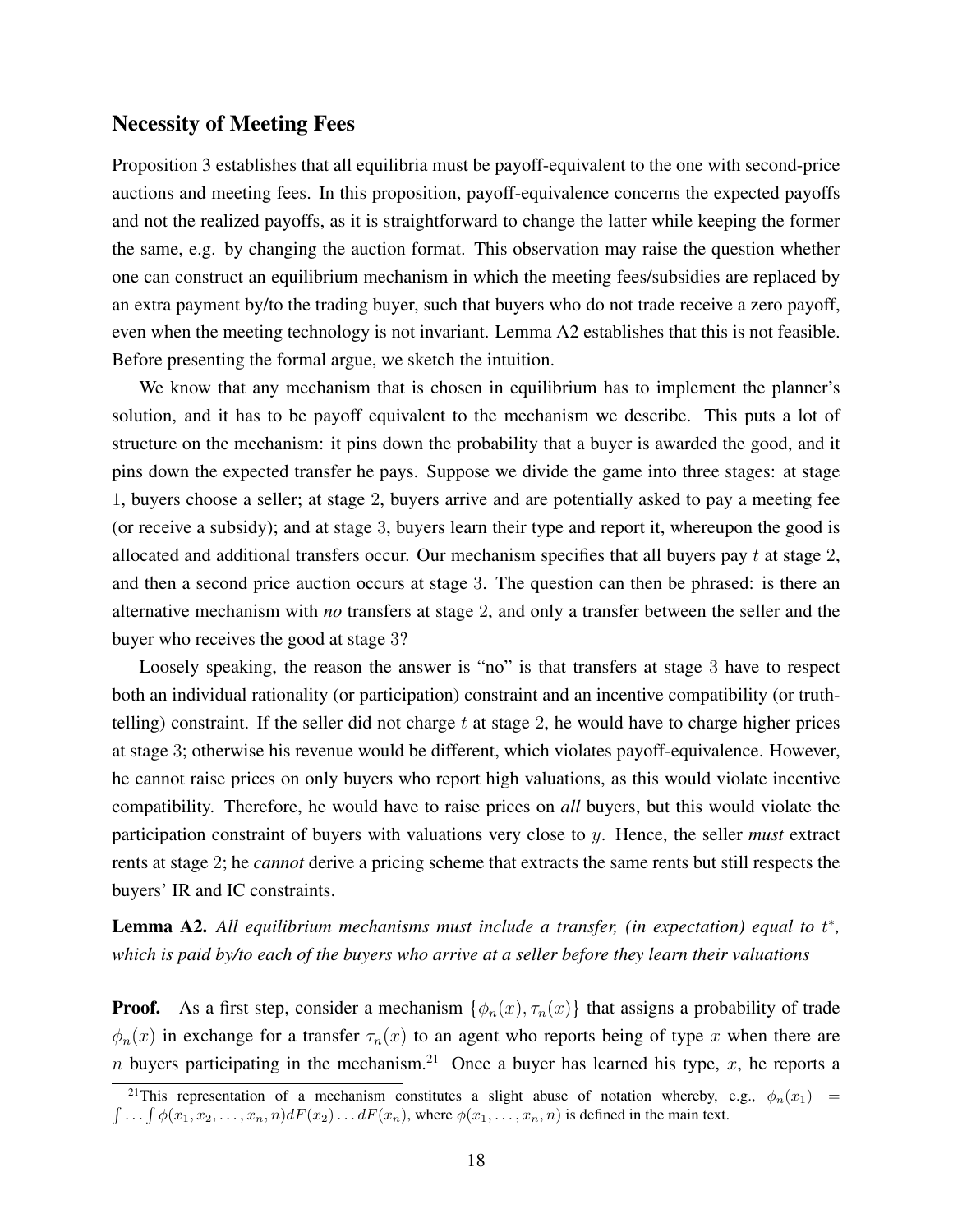## Necessity of Meeting Fees

Proposition 3 establishes that all equilibria must be payoff-equivalent to the one with second-price auctions and meeting fees. In this proposition, payoff-equivalence concerns the expected payoffs and not the realized payoffs, as it is straightforward to change the latter while keeping the former the same, e.g. by changing the auction format. This observation may raise the question whether one can construct an equilibrium mechanism in which the meeting fees/subsidies are replaced by an extra payment by/to the trading buyer, such that buyers who do not trade receive a zero payoff, even when the meeting technology is not invariant. Lemma A2 establishes that this is not feasible. Before presenting the formal argue, we sketch the intuition.

We know that any mechanism that is chosen in equilibrium has to implement the planner's solution, and it has to be payoff equivalent to the mechanism we describe. This puts a lot of structure on the mechanism: it pins down the probability that a buyer is awarded the good, and it pins down the expected transfer he pays. Suppose we divide the game into three stages: at stage 1, buyers choose a seller; at stage 2, buyers arrive and are potentially asked to pay a meeting fee (or receive a subsidy); and at stage 3, buyers learn their type and report it, whereupon the good is allocated and additional transfers occur. Our mechanism specifies that all buyers pay $t$ at stage 2, and then a second price auction occurs at stage 3. The question can then be phrased: is there an alternative mechanism with *no* transfers at stage 2, and only a transfer between the seller and the buyer who receives the good at stage 3?

Loosely speaking, the reason the answer is "no" is that transfers at stage 3 have to respect both an individual rationality (or participation) constraint and an incentive compatibility (or truth-telling) constraint. If the seller did not charge $t$ at stage 2, he would have to charge higher prices at stage 3; otherwise his revenue would be different, which violates payoff-equivalence. However, he cannot raise prices on only buyers who report high valuations, as this would violate incentive compatibility. Therefore, he would have to raise prices on *all* buyers, but this would violate the participation constraint of buyers with valuations very close to $y$. Hence, the seller *must* extract rents at stage 2; he *cannot* derive a pricing scheme that extracts the same rents but still respects the buyers' IR and IC constraints.

**Lemma A2.** *All equilibrium mechanisms must include a transfer, (in expectation) equal to $t^*$, which is paid by/to each of the buyers who arrive at a seller before they learn their valuations*

**Proof.** As a first step, consider a mechanism $\{\phi_n(x), \tau_n(x)\}$ that assigns a probability of trade $\phi_n(x)$ in exchange for a transfer $\tau_n(x)$ to an agent who reports being of type $x$ when there are $n$ buyers participating in the mechanism.[21] Once a buyer has learned his type, $x$, he reports a

[21] This representation of a mechanism constitutes a slight abuse of notation whereby, e.g., $\phi_n(x_1) = \int \ldots \int \phi(x_1, x_2, \ldots, x_n, n) dF(x_2) \ldots dF(x_n)$, where $\phi(x_1, \ldots, x_n, n)$ is defined in the main text.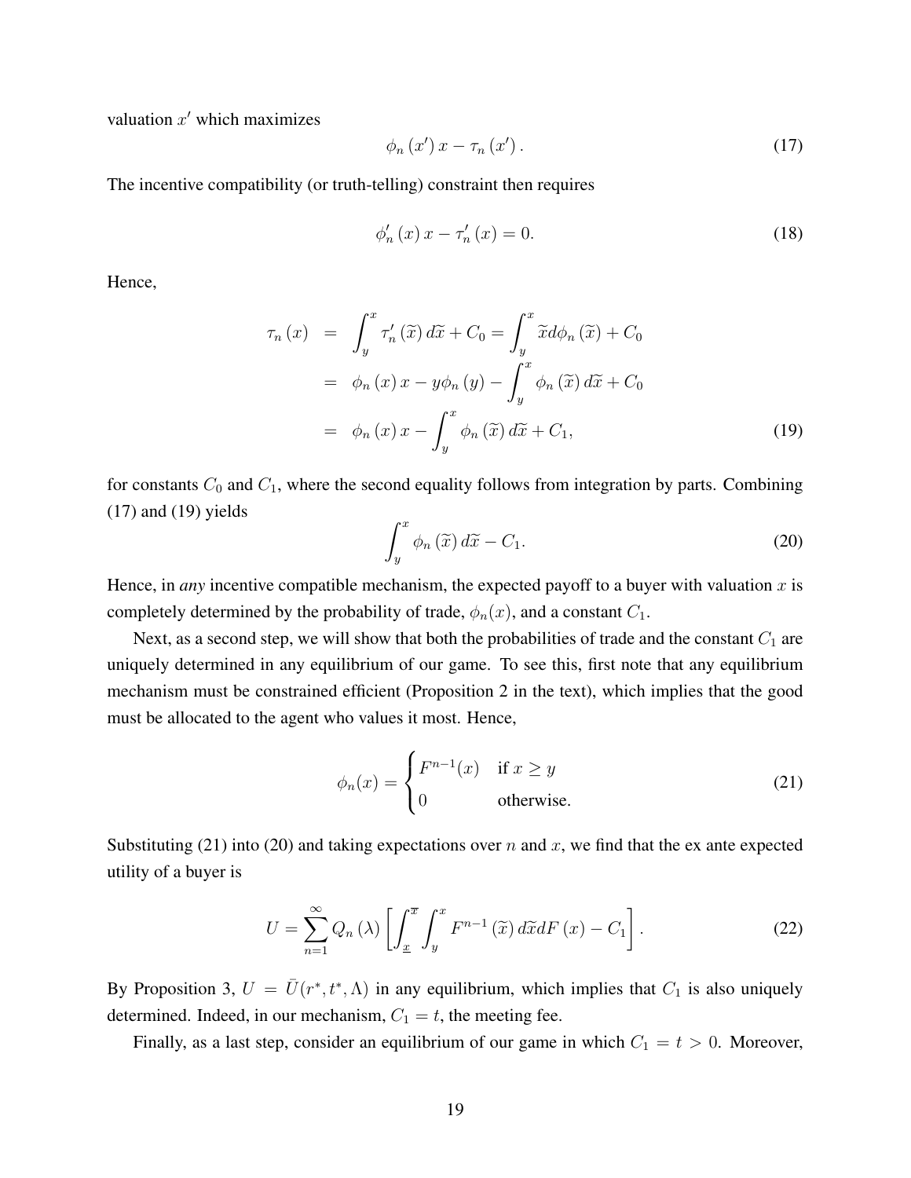valuation $x'$ which maximizes

$$\phi_n(x')\,x - \tau_n(x'). \tag{17}$$

The incentive compatibility (or truth-telling) constraint then requires

$$\phi_n'(x)\,x - \tau_n'(x) = 0. \tag{18}$$

Hence,

$$\begin{aligned}
\tau_n(x) &= \int_y^x \tau_n'(\widetilde{x})\,d\widetilde{x} + C_0 = \int_y^x \widetilde{x}\,d\phi_n(\widetilde{x}) + C_0 \\
&= \phi_n(x)\,x - y\phi_n(y) - \int_y^x \phi_n(\widetilde{x})\,d\widetilde{x} + C_0 \\
&= \phi_n(x)\,x - \int_y^x \phi_n(\widetilde{x})\,d\widetilde{x} + C_1,
\end{aligned} \tag{19}$$

for constants $C_0$ and $C_1$, where the second equality follows from integration by parts. Combining (17) and (19) yields

$$\int_y^x \phi_n(\widetilde{x})\,d\widetilde{x} - C_1. \tag{20}$$

Hence, in *any* incentive compatible mechanism, the expected payoff to a buyer with valuation $x$ is completely determined by the probability of trade, $\phi_n(x)$, and a constant $C_1$.

Next, as a second step, we will show that both the probabilities of trade and the constant $C_1$ are uniquely determined in any equilibrium of our game. To see this, first note that any equilibrium mechanism must be constrained efficient (Proposition 2 in the text), which implies that the good must be allocated to the agent who values it most. Hence,

$$\phi_n(x) = \begin{cases} F^{n-1}(x) & \text{if } x \geq y \\ 0 & \text{otherwise.} \end{cases} \tag{21}$$

Substituting (21) into (20) and taking expectations over $n$ and $x$, we find that the ex ante expected utility of a buyer is

$$U = \sum_{n=1}^{\infty} Q_n(\lambda)\left[\int_{\underline{x}}^{\overline{x}} \int_y^x F^{n-1}(\widetilde{x})\,d\widetilde{x}\,dF(x) - C_1\right]. \tag{22}$$

By Proposition 3, $U = \bar{U}(r^*, t^*, \Lambda)$ in any equilibrium, which implies that $C_1$ is also uniquely determined. Indeed, in our mechanism, $C_1 = t$, the meeting fee.

Finally, as a last step, consider an equilibrium of our game in which $C_1 = t > 0$. Moreover,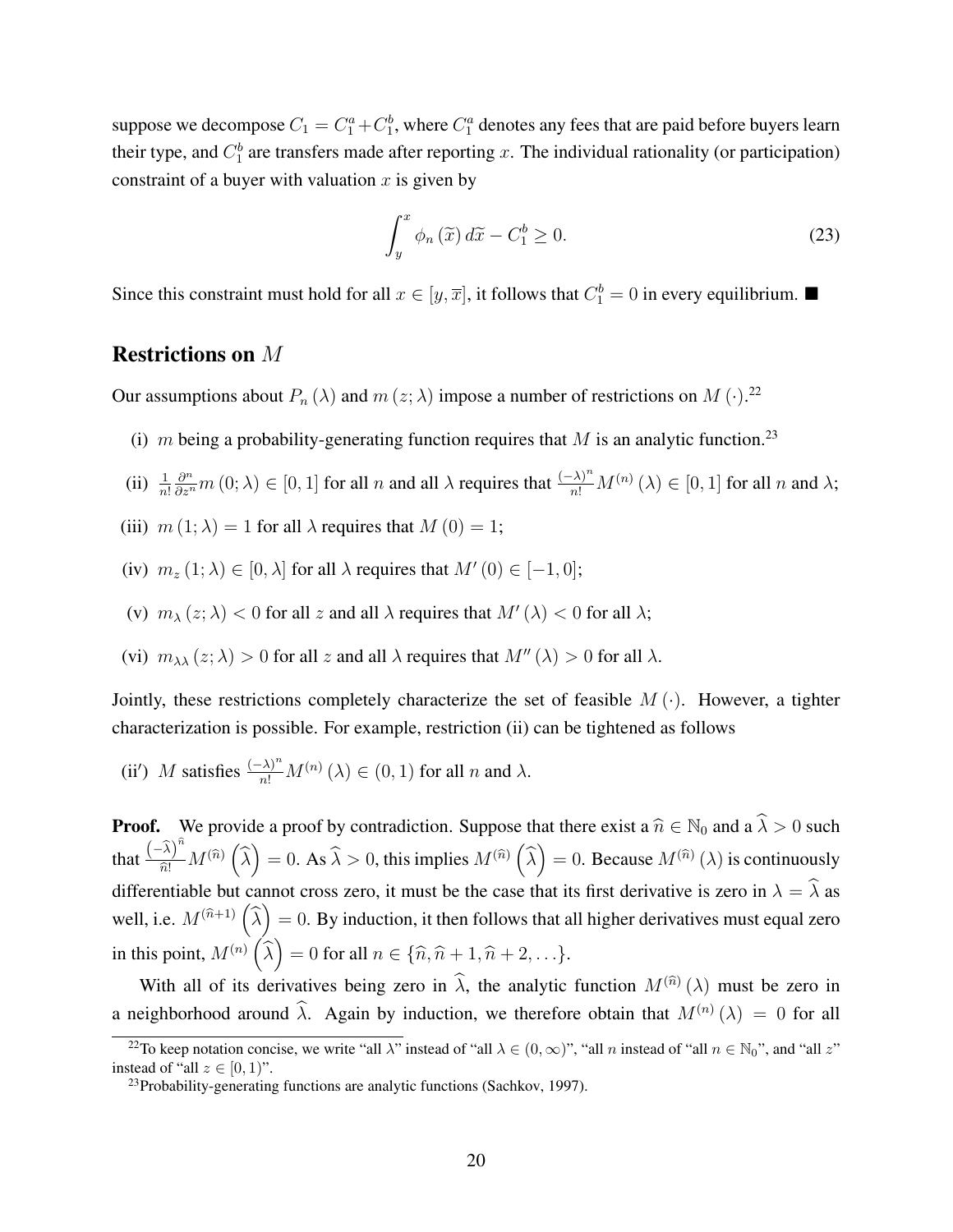suppose we decompose $C_1 = C_1^a + C_1^b$, where $C_1^a$ denotes any fees that are paid before buyers learn their type, and $C_1^b$ are transfers made after reporting $x$. The individual rationality (or participation) constraint of a buyer with valuation $x$ is given by

$$\int_y^x \phi_n(\widetilde{x})\, d\widetilde{x} - C_1^b \geq 0. \tag{23}$$

Since this constraint must hold for all $x \in [y, \overline{x}]$, it follows that $C_1^b = 0$ in every equilibrium. ■

## Restrictions on $M$

Our assumptions about $P_n(\lambda)$ and $m(z;\lambda)$ impose a number of restrictions on $M(\cdot)$.[22]

(i) $m$ being a probability-generating function requires that $M$ is an analytic function.[23]

(ii) $\frac{1}{n!}\frac{\partial^n}{\partial z^n} m(0;\lambda) \in [0,1]$ for all $n$ and all $\lambda$ requires that $\frac{(-\lambda)^n}{n!} M^{(n)}(\lambda) \in [0,1]$ for all $n$ and $\lambda$;

(iii) $m(1;\lambda) = 1$ for all $\lambda$ requires that $M(0) = 1$;

(iv) $m_z(1;\lambda) \in [0,\lambda]$ for all $\lambda$ requires that $M'(0) \in [-1,0]$;

(v) $m_\lambda(z;\lambda) < 0$ for all $z$ and all $\lambda$ requires that $M'(\lambda) < 0$ for all $\lambda$;

(vi) $m_{\lambda\lambda}(z;\lambda) > 0$ for all $z$ and all $\lambda$ requires that $M''(\lambda) > 0$ for all $\lambda$.

Jointly, these restrictions completely characterize the set of feasible $M(\cdot)$. However, a tighter characterization is possible. For example, restriction (ii) can be tightened as follows

(ii′) $M$ satisfies $\frac{(-\lambda)^n}{n!} M^{(n)}(\lambda) \in (0,1)$ for all $n$ and $\lambda$.

**Proof.** We provide a proof by contradiction. Suppose that there exist a $\widehat{n} \in \mathbb{N}_0$ and a $\widehat{\lambda} > 0$ such that $\frac{(-\widehat{\lambda})^{\widehat{n}}}{\widehat{n}!} M^{(\widehat{n})}\left(\widehat{\lambda}\right) = 0$. As $\widehat{\lambda} > 0$, this implies $M^{(\widehat{n})}\left(\widehat{\lambda}\right) = 0$. Because $M^{(\widehat{n})}(\lambda)$ is continuously differentiable but cannot cross zero, it must be the case that its first derivative is zero in $\lambda = \widehat{\lambda}$ as well, i.e. $M^{(\widehat{n}+1)}\left(\widehat{\lambda}\right) = 0$. By induction, it then follows that all higher derivatives must equal zero in this point, $M^{(n)}\left(\widehat{\lambda}\right) = 0$ for all $n \in \{\widehat{n}, \widehat{n}+1, \widehat{n}+2, \ldots\}$.

With all of its derivatives being zero in $\widehat{\lambda}$, the analytic function $M^{(\widehat{n})}(\lambda)$ must be zero in a neighborhood around $\widehat{\lambda}$. Again by induction, we therefore obtain that $M^{(n)}(\lambda) = 0$ for all

[22] To keep notation concise, we write "all $\lambda$" instead of "all $\lambda \in (0,\infty)$", "all $n$ instead of "all $n \in \mathbb{N}_0$", and "all $z$" instead of "all $z \in [0,1)$".

[23] Probability-generating functions are analytic functions (Sachkov, 1997).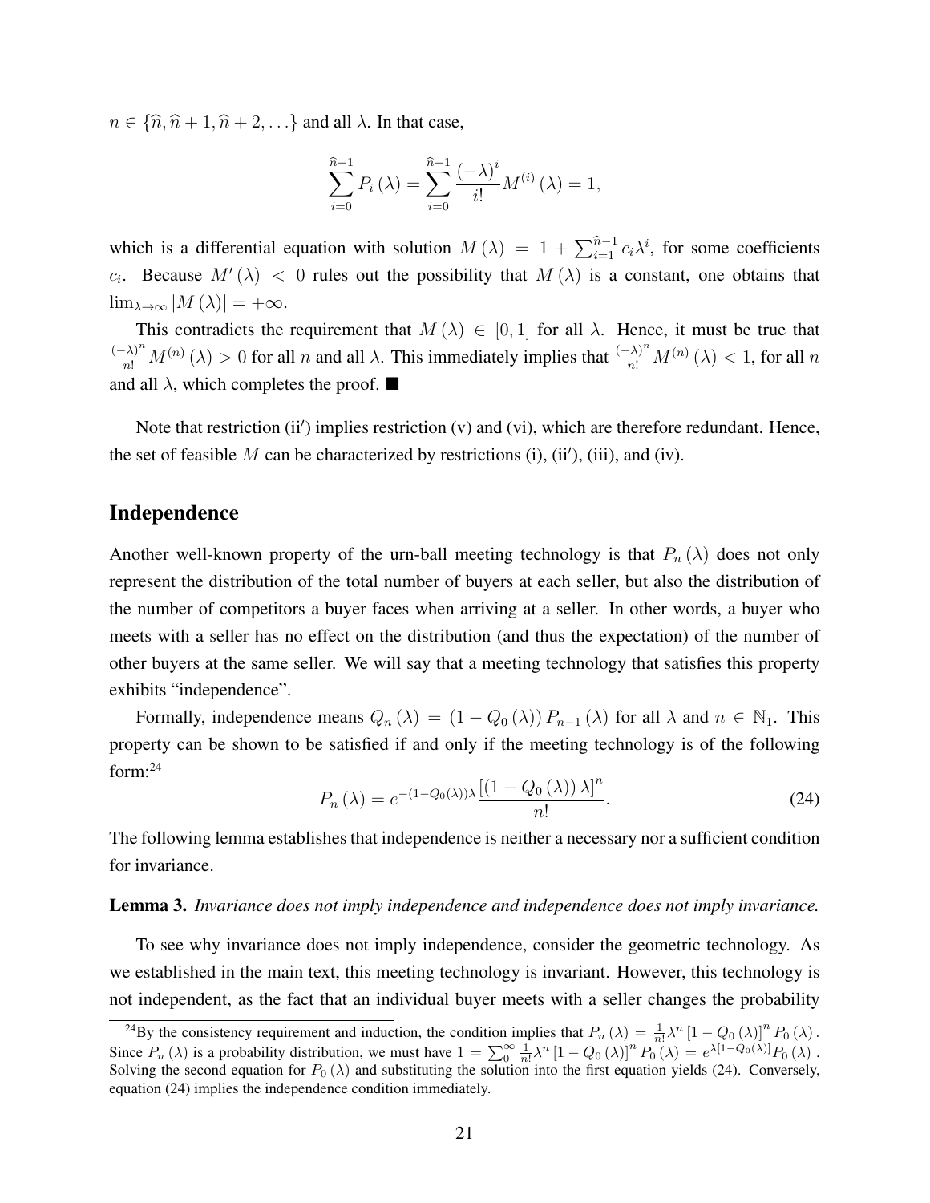$n \in \{\widehat{n}, \widehat{n}+1, \widehat{n}+2, \ldots\}$ and all $\lambda$. In that case,

$$\sum_{i=0}^{\widehat{n}-1} P_i(\lambda) = \sum_{i=0}^{\widehat{n}-1} \frac{(-\lambda)^i}{i!} M^{(i)}(\lambda) = 1,$$

which is a differential equation with solution $M(\lambda) = 1 + \sum_{i=1}^{\widehat{n}-1} c_i \lambda^i$, for some coefficients $c_i$. Because $M'(\lambda) < 0$ rules out the possibility that $M(\lambda)$ is a constant, one obtains that $\lim_{\lambda \to \infty} |M(\lambda)| = +\infty$.

This contradicts the requirement that $M(\lambda) \in [0,1]$ for all $\lambda$. Hence, it must be true that $\frac{(-\lambda)^n}{n!} M^{(n)}(\lambda) > 0$ for all $n$ and all $\lambda$. This immediately implies that $\frac{(-\lambda)^n}{n!} M^{(n)}(\lambda) < 1$, for all $n$ and all $\lambda$, which completes the proof. ■

Note that restriction (ii′) implies restriction (v) and (vi), which are therefore redundant. Hence, the set of feasible $M$ can be characterized by restrictions (i), (ii′), (iii), and (iv).

## Independence

Another well-known property of the urn-ball meeting technology is that $P_n(\lambda)$ does not only represent the distribution of the total number of buyers at each seller, but also the distribution of the number of competitors a buyer faces when arriving at a seller. In other words, a buyer who meets with a seller has no effect on the distribution (and thus the expectation) of the number of other buyers at the same seller. We will say that a meeting technology that satisfies this property exhibits "independence".

Formally, independence means $Q_n(\lambda) = (1 - Q_0(\lambda)) P_{n-1}(\lambda)$ for all $\lambda$ and $n \in \mathbb{N}_1$. This property can be shown to be satisfied if and only if the meeting technology is of the following form:[24]

$$P_n(\lambda) = e^{-(1-Q_0(\lambda))\lambda} \frac{[(1 - Q_0(\lambda))\lambda]^n}{n!}. \tag{24}$$

The following lemma establishes that independence is neither a necessary nor a sufficient condition for invariance.

**Lemma 3.** *Invariance does not imply independence and independence does not imply invariance.*

To see why invariance does not imply independence, consider the geometric technology. As we established in the main text, this meeting technology is invariant. However, this technology is not independent, as the fact that an individual buyer meets with a seller changes the probability

[24] By the consistency requirement and induction, the condition implies that $P_n(\lambda) = \frac{1}{n!}\lambda^n [1 - Q_0(\lambda)]^n P_0(\lambda)$. Since $P_n(\lambda)$ is a probability distribution, we must have $1 = \sum_0^\infty \frac{1}{n!}\lambda^n [1 - Q_0(\lambda)]^n P_0(\lambda) = e^{\lambda[1-Q_0(\lambda)]} P_0(\lambda)$. Solving the second equation for $P_0(\lambda)$ and substituting the solution into the first equation yields (24). Conversely, equation (24) implies the independence condition immediately.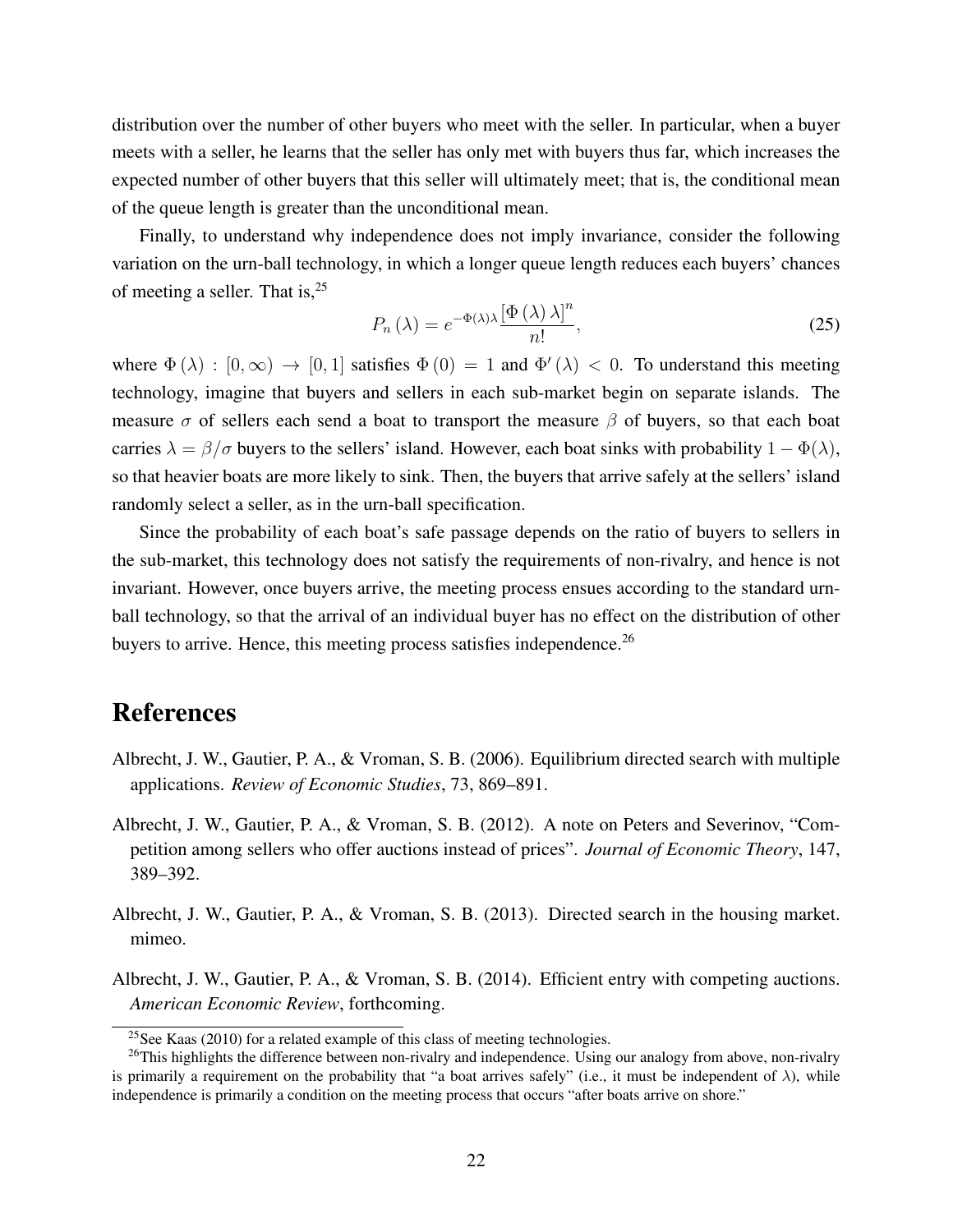distribution over the number of other buyers who meet with the seller. In particular, when a buyer meets with a seller, he learns that the seller has only met with buyers thus far, which increases the expected number of other buyers that this seller will ultimately meet; that is, the conditional mean of the queue length is greater than the unconditional mean.

Finally, to understand why independence does not imply invariance, consider the following variation on the urn-ball technology, in which a longer queue length reduces each buyers' chances of meeting a seller. That is,[25]

$$P_n(\lambda) = e^{-\Phi(\lambda)\lambda} \frac{[\Phi(\lambda)\lambda]^n}{n!}, \tag{25}$$

where $\Phi(\lambda) : [0, \infty) \to [0, 1]$ satisfies $\Phi(0) = 1$ and $\Phi'(\lambda) < 0$. To understand this meeting technology, imagine that buyers and sellers in each sub-market begin on separate islands. The measure $\sigma$ of sellers each send a boat to transport the measure $\beta$ of buyers, so that each boat carries $\lambda = \beta/\sigma$ buyers to the sellers' island. However, each boat sinks with probability $1 - \Phi(\lambda)$, so that heavier boats are more likely to sink. Then, the buyers that arrive safely at the sellers' island randomly select a seller, as in the urn-ball specification.

Since the probability of each boat's safe passage depends on the ratio of buyers to sellers in the sub-market, this technology does not satisfy the requirements of non-rivalry, and hence is not invariant. However, once buyers arrive, the meeting process ensues according to the standard urn-ball technology, so that the arrival of an individual buyer has no effect on the distribution of other buyers to arrive. Hence, this meeting process satisfies independence.[26]

# References

Albrecht, J. W., Gautier, P. A., & Vroman, S. B. (2006). Equilibrium directed search with multiple applications. *Review of Economic Studies*, 73, 869–891.

Albrecht, J. W., Gautier, P. A., & Vroman, S. B. (2012). A note on Peters and Severinov, "Competition among sellers who offer auctions instead of prices". *Journal of Economic Theory*, 147, 389–392.

Albrecht, J. W., Gautier, P. A., & Vroman, S. B. (2013). Directed search in the housing market. mimeo.

Albrecht, J. W., Gautier, P. A., & Vroman, S. B. (2014). Efficient entry with competing auctions. *American Economic Review*, forthcoming.

[25] See Kaas (2010) for a related example of this class of meeting technologies.

[26] This highlights the difference between non-rivalry and independence. Using our analogy from above, non-rivalry is primarily a requirement on the probability that "a boat arrives safely" (i.e., it must be independent of $\lambda$), while independence is primarily a condition on the meeting process that occurs "after boats arrive on shore."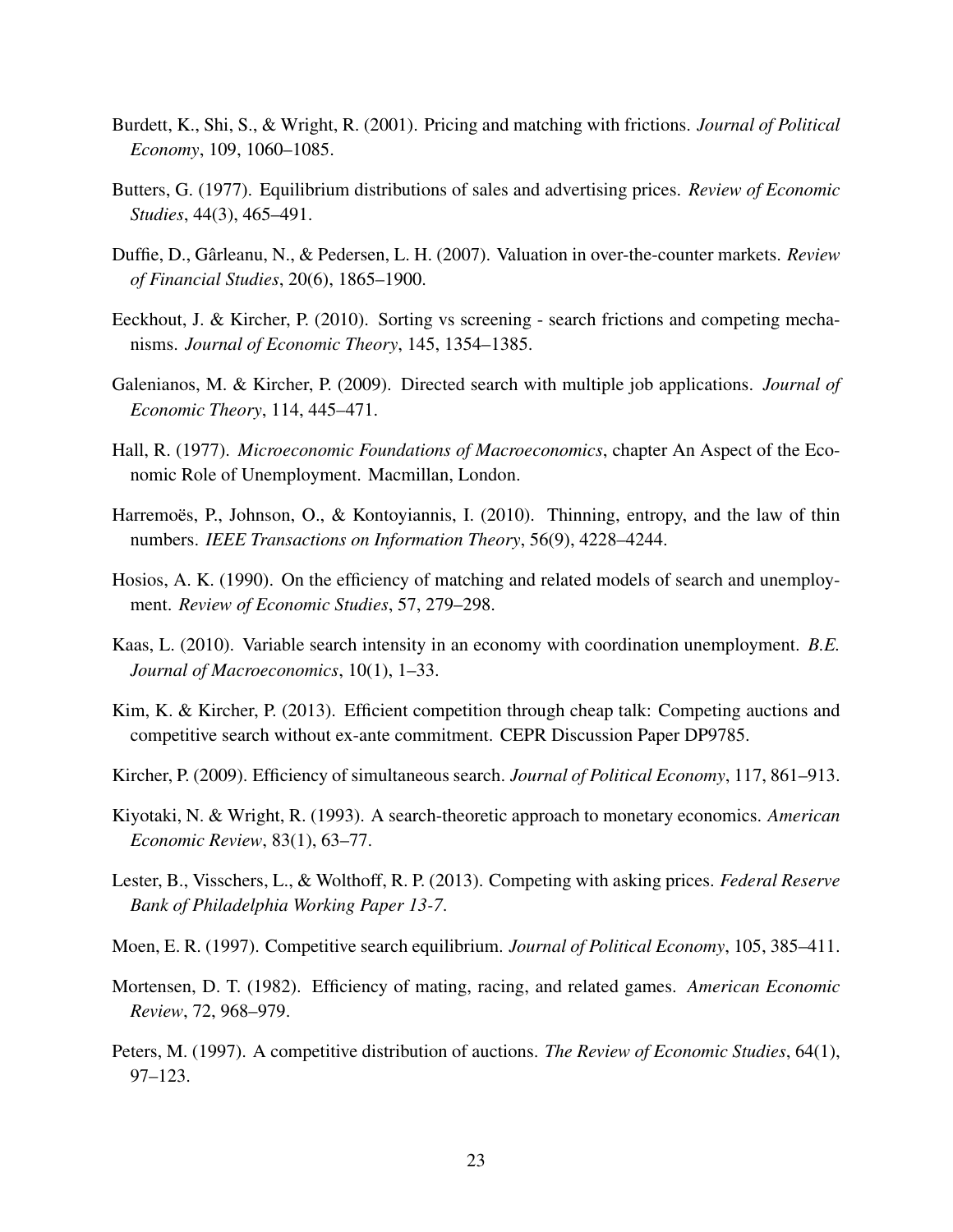Burdett, K., Shi, S., & Wright, R. (2001). Pricing and matching with frictions. *Journal of Political Economy*, 109, 1060–1085.

Butters, G. (1977). Equilibrium distributions of sales and advertising prices. *Review of Economic Studies*, 44(3), 465–491.

Duffie, D., Gârleanu, N., & Pedersen, L. H. (2007). Valuation in over-the-counter markets. *Review of Financial Studies*, 20(6), 1865–1900.

Eeckhout, J. & Kircher, P. (2010). Sorting vs screening - search frictions and competing mechanisms. *Journal of Economic Theory*, 145, 1354–1385.

Galenianos, M. & Kircher, P. (2009). Directed search with multiple job applications. *Journal of Economic Theory*, 114, 445–471.

Hall, R. (1977). *Microeconomic Foundations of Macroeconomics*, chapter An Aspect of the Economic Role of Unemployment. Macmillan, London.

Harremoës, P., Johnson, O., & Kontoyiannis, I. (2010). Thinning, entropy, and the law of thin numbers. *IEEE Transactions on Information Theory*, 56(9), 4228–4244.

Hosios, A. K. (1990). On the efficiency of matching and related models of search and unemployment. *Review of Economic Studies*, 57, 279–298.

Kaas, L. (2010). Variable search intensity in an economy with coordination unemployment. *B.E. Journal of Macroeconomics*, 10(1), 1–33.

Kim, K. & Kircher, P. (2013). Efficient competition through cheap talk: Competing auctions and competitive search without ex-ante commitment. CEPR Discussion Paper DP9785.

Kircher, P. (2009). Efficiency of simultaneous search. *Journal of Political Economy*, 117, 861–913.

Kiyotaki, N. & Wright, R. (1993). A search-theoretic approach to monetary economics. *American Economic Review*, 83(1), 63–77.

Lester, B., Visschers, L., & Wolthoff, R. P. (2013). Competing with asking prices. *Federal Reserve Bank of Philadelphia Working Paper 13-7*.

Moen, E. R. (1997). Competitive search equilibrium. *Journal of Political Economy*, 105, 385–411.

Mortensen, D. T. (1982). Efficiency of mating, racing, and related games. *American Economic Review*, 72, 968–979.

Peters, M. (1997). A competitive distribution of auctions. *The Review of Economic Studies*, 64(1), 97–123.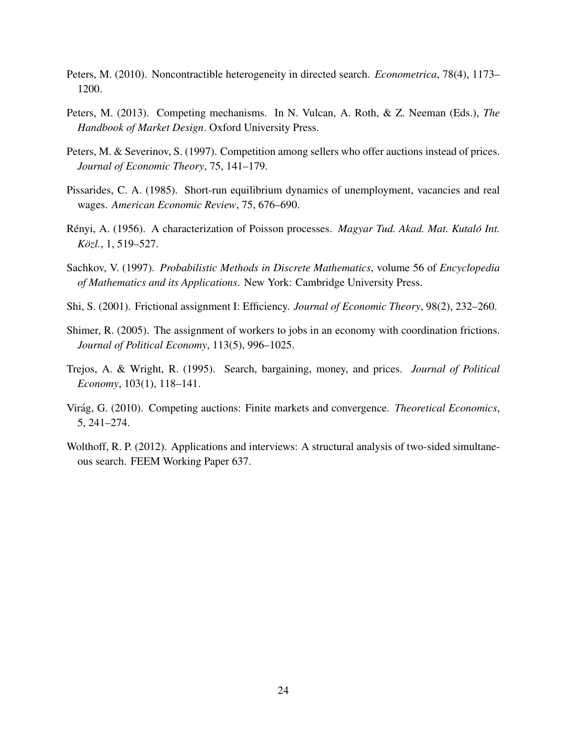Peters, M. (2010). Noncontractible heterogeneity in directed search. *Econometrica*, 78(4), 1173–1200.

Peters, M. (2013). Competing mechanisms. In N. Vulcan, A. Roth, & Z. Neeman (Eds.), *The Handbook of Market Design*. Oxford University Press.

Peters, M. & Severinov, S. (1997). Competition among sellers who offer auctions instead of prices. *Journal of Economic Theory*, 75, 141–179.

Pissarides, C. A. (1985). Short-run equilibrium dynamics of unemployment, vacancies and real wages. *American Economic Review*, 75, 676–690.

Rényi, A. (1956). A characterization of Poisson processes. *Magyar Tud. Akad. Mat. Kutaló Int. Közl.*, 1, 519–527.

Sachkov, V. (1997). *Probabilistic Methods in Discrete Mathematics*, volume 56 of *Encyclopedia of Mathematics and its Applications*. New York: Cambridge University Press.

Shi, S. (2001). Frictional assignment I: Efficiency. *Journal of Economic Theory*, 98(2), 232–260.

Shimer, R. (2005). The assignment of workers to jobs in an economy with coordination frictions. *Journal of Political Economy*, 113(5), 996–1025.

Trejos, A. & Wright, R. (1995). Search, bargaining, money, and prices. *Journal of Political Economy*, 103(1), 118–141.

Virág, G. (2010). Competing auctions: Finite markets and convergence. *Theoretical Economics*, 5, 241–274.

Wolthoff, R. P. (2012). Applications and interviews: A structural analysis of two-sided simultaneous search. FEEM Working Paper 637.